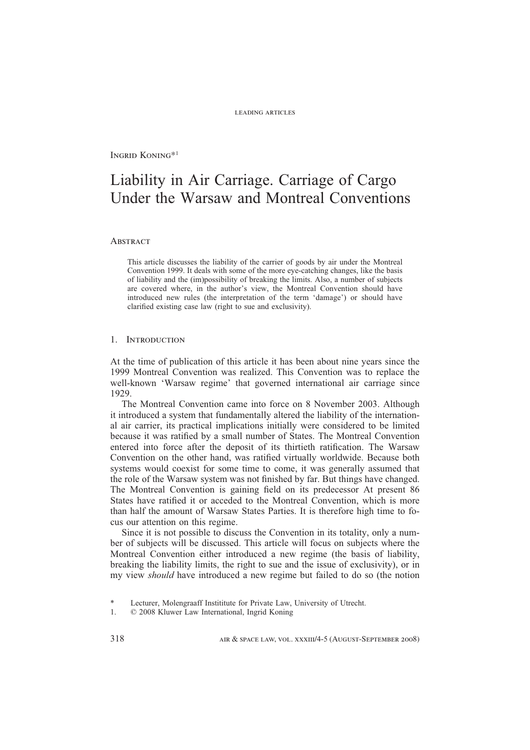Ingrid Koning*[1]

# Liability in Air Carriage. Carriage of Cargo Under the Warsaw and Montreal Conventions

## Abstract

> This article discusses the liability of the carrier of goods by air under the Montreal Convention 1999. It deals with some of the more eye-catching changes, like the basis of liability and the (im)possibility of breaking the limits. Also, a number of subjects are covered where, in the author's view, the Montreal Convention should have introduced new rules (the interpretation of the term 'damage') or should have clarified existing case law (right to sue and exclusivity).

## 1. Introduction

At the time of publication of this article it has been about nine years since the 1999 Montreal Convention was realized. This Convention was to replace the well-known 'Warsaw regime' that governed international air carriage since 1929.

The Montreal Convention came into force on 8 November 2003. Although it introduced a system that fundamentally altered the liability of the international air carrier, its practical implications initially were considered to be limited because it was ratified by a small number of States. The Montreal Convention entered into force after the deposit of its thirtieth ratification. The Warsaw Convention on the other hand, was ratified virtually worldwide. Because both systems would coexist for some time to come, it was generally assumed that the role of the Warsaw system was not finished by far. But things have changed. The Montreal Convention is gaining field on its predecessor At present 86 States have ratified it or acceded to the Montreal Convention, which is more than half the amount of Warsaw States Parties. It is therefore high time to focus our attention on this regime.

Since it is not possible to discuss the Convention in its totality, only a number of subjects will be discussed. This article will focus on subjects where the Montreal Convention either introduced a new regime (the basis of liability, breaking the liability limits, the right to sue and the issue of exclusivity), or in my view *should* have introduced a new regime but failed to do so (the notion

\* Lecturer, Molengraaff Instititute for Private Law, University of Utrecht.

1. © 2008 Kluwer Law International, Ingrid Koning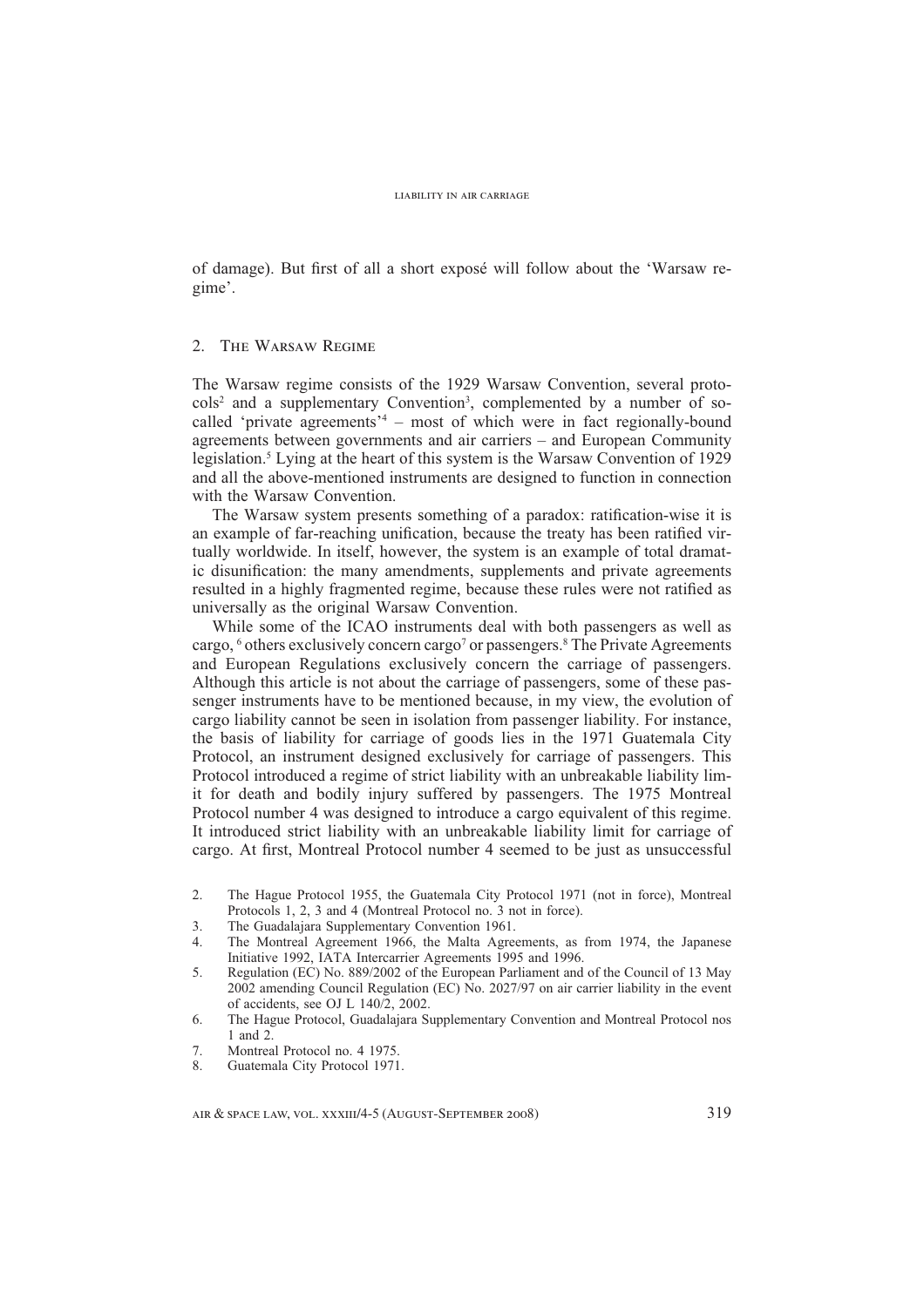of damage). But first of all a short exposé will follow about the 'Warsaw regime'.

## 2. The Warsaw Regime

The Warsaw regime consists of the 1929 Warsaw Convention, several protocols[2] and a supplementary Convention[3], complemented by a number of so-called 'private agreements'[4] – most of which were in fact regionally-bound agreements between governments and air carriers – and European Community legislation.[5] Lying at the heart of this system is the Warsaw Convention of 1929 and all the above-mentioned instruments are designed to function in connection with the Warsaw Convention.

The Warsaw system presents something of a paradox: ratification-wise it is an example of far-reaching unification, because the treaty has been ratified virtually worldwide. In itself, however, the system is an example of total dramatic disunification: the many amendments, supplements and private agreements resulted in a highly fragmented regime, because these rules were not ratified as universally as the original Warsaw Convention.

While some of the ICAO instruments deal with both passengers as well as cargo, [6] others exclusively concern cargo[7] or passengers.[8] The Private Agreements and European Regulations exclusively concern the carriage of passengers. Although this article is not about the carriage of passengers, some of these passenger instruments have to be mentioned because, in my view, the evolution of cargo liability cannot be seen in isolation from passenger liability. For instance, the basis of liability for carriage of goods lies in the 1971 Guatemala City Protocol, an instrument designed exclusively for carriage of passengers. This Protocol introduced a regime of strict liability with an unbreakable liability limit for death and bodily injury suffered by passengers. The 1975 Montreal Protocol number 4 was designed to introduce a cargo equivalent of this regime. It introduced strict liability with an unbreakable liability limit for carriage of cargo. At first, Montreal Protocol number 4 seemed to be just as unsuccessful

2. The Hague Protocol 1955, the Guatemala City Protocol 1971 (not in force), Montreal Protocols 1, 2, 3 and 4 (Montreal Protocol no. 3 not in force).
3. The Guadalajara Supplementary Convention 1961.
4. The Montreal Agreement 1966, the Malta Agreements, as from 1974, the Japanese Initiative 1992, IATA Intercarrier Agreements 1995 and 1996.
5. Regulation (EC) No. 889/2002 of the European Parliament and of the Council of 13 May 2002 amending Council Regulation (EC) No. 2027/97 on air carrier liability in the event of accidents, see OJ L 140/2, 2002.
6. The Hague Protocol, Guadalajara Supplementary Convention and Montreal Protocol nos 1 and 2.
7. Montreal Protocol no. 4 1975.
8. Guatemala City Protocol 1971.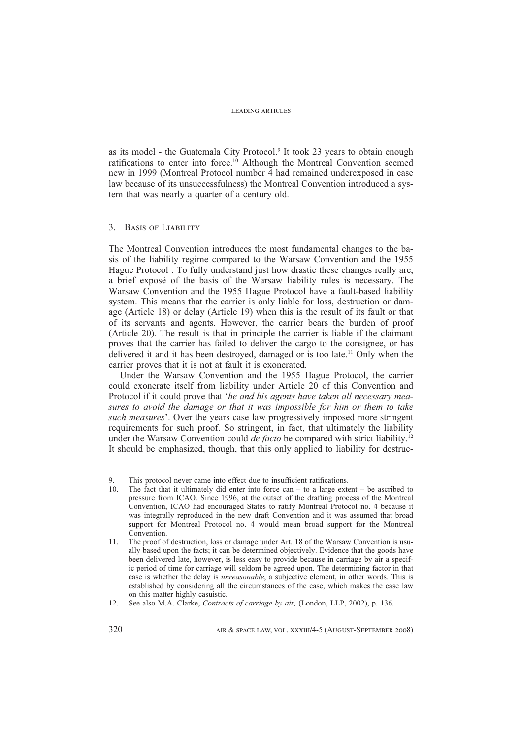as its model - the Guatemala City Protocol.[9] It took 23 years to obtain enough ratifications to enter into force.[10] Although the Montreal Convention seemed new in 1999 (Montreal Protocol number 4 had remained underexposed in case law because of its unsuccessfulness) the Montreal Convention introduced a system that was nearly a quarter of a century old.

## 3. Basis of Liability

The Montreal Convention introduces the most fundamental changes to the basis of the liability regime compared to the Warsaw Convention and the 1955 Hague Protocol . To fully understand just how drastic these changes really are, a brief exposé of the basis of the Warsaw liability rules is necessary. The Warsaw Convention and the 1955 Hague Protocol have a fault-based liability system. This means that the carrier is only liable for loss, destruction or damage (Article 18) or delay (Article 19) when this is the result of its fault or that of its servants and agents. However, the carrier bears the burden of proof (Article 20). The result is that in principle the carrier is liable if the claimant proves that the carrier has failed to deliver the cargo to the consignee, or has delivered it and it has been destroyed, damaged or is too late.[11] Only when the carrier proves that it is not at fault it is exonerated.

Under the Warsaw Convention and the 1955 Hague Protocol, the carrier could exonerate itself from liability under Article 20 of this Convention and Protocol if it could prove that '*he and his agents have taken all necessary measures to avoid the damage or that it was impossible for him or them to take such measures*'. Over the years case law progressively imposed more stringent requirements for such proof. So stringent, in fact, that ultimately the liability under the Warsaw Convention could *de facto* be compared with strict liability.[12] It should be emphasized, though, that this only applied to liability for destruc-

9. This protocol never came into effect due to insufficient ratifications.
10. The fact that it ultimately did enter into force can – to a large extent – be ascribed to pressure from ICAO. Since 1996, at the outset of the drafting process of the Montreal Convention, ICAO had encouraged States to ratify Montreal Protocol no. 4 because it was integrally reproduced in the new draft Convention and it was assumed that broad support for Montreal Protocol no. 4 would mean broad support for the Montreal Convention.
11. The proof of destruction, loss or damage under Art. 18 of the Warsaw Convention is usually based upon the facts; it can be determined objectively. Evidence that the goods have been delivered late, however, is less easy to provide because in carriage by air a specific period of time for carriage will seldom be agreed upon. The determining factor in that case is whether the delay is *unreasonable*, a subjective element, in other words. This is established by considering all the circumstances of the case, which makes the case law on this matter highly casuistic.
12. See also M.A. Clarke, *Contracts of carriage by air,* (London, LLP, 2002), p. 136.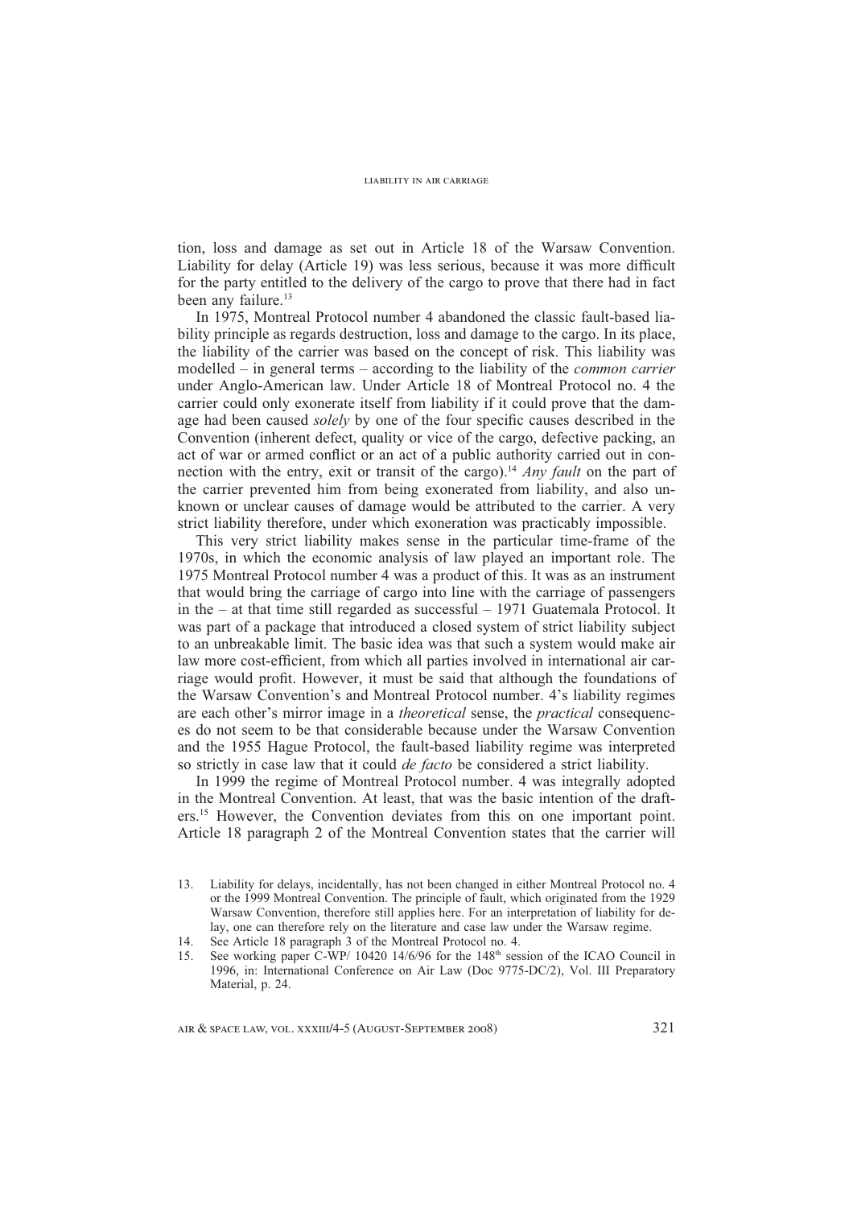tion, loss and damage as set out in Article 18 of the Warsaw Convention. Liability for delay (Article 19) was less serious, because it was more difficult for the party entitled to the delivery of the cargo to prove that there had in fact been any failure.[13]

In 1975, Montreal Protocol number 4 abandoned the classic fault-based liability principle as regards destruction, loss and damage to the cargo. In its place, the liability of the carrier was based on the concept of risk. This liability was modelled – in general terms – according to the liability of the *common carrier* under Anglo-American law. Under Article 18 of Montreal Protocol no. 4 the carrier could only exonerate itself from liability if it could prove that the damage had been caused *solely* by one of the four specific causes described in the Convention (inherent defect, quality or vice of the cargo, defective packing, an act of war or armed conflict or an act of a public authority carried out in connection with the entry, exit or transit of the cargo).[14] *Any fault* on the part of the carrier prevented him from being exonerated from liability, and also unknown or unclear causes of damage would be attributed to the carrier. A very strict liability therefore, under which exoneration was practicably impossible.

This very strict liability makes sense in the particular time-frame of the 1970s, in which the economic analysis of law played an important role. The 1975 Montreal Protocol number 4 was a product of this. It was as an instrument that would bring the carriage of cargo into line with the carriage of passengers in the – at that time still regarded as successful – 1971 Guatemala Protocol. It was part of a package that introduced a closed system of strict liability subject to an unbreakable limit. The basic idea was that such a system would make air law more cost-efficient, from which all parties involved in international air carriage would profit. However, it must be said that although the foundations of the Warsaw Convention's and Montreal Protocol number. 4's liability regimes are each other's mirror image in a *theoretical* sense, the *practical* consequences do not seem to be that considerable because under the Warsaw Convention and the 1955 Hague Protocol, the fault-based liability regime was interpreted so strictly in case law that it could *de facto* be considered a strict liability.

In 1999 the regime of Montreal Protocol number. 4 was integrally adopted in the Montreal Convention. At least, that was the basic intention of the drafters.[15] However, the Convention deviates from this on one important point. Article 18 paragraph 2 of the Montreal Convention states that the carrier will

13. Liability for delays, incidentally, has not been changed in either Montreal Protocol no. 4 or the 1999 Montreal Convention. The principle of fault, which originated from the 1929 Warsaw Convention, therefore still applies here. For an interpretation of liability for delay, one can therefore rely on the literature and case law under the Warsaw regime.
14. See Article 18 paragraph 3 of the Montreal Protocol no. 4.
15. See working paper C-WP/ 10420 14/6/96 for the 148th session of the ICAO Council in 1996, in: International Conference on Air Law (Doc 9775-DC/2), Vol. III Preparatory Material, p. 24.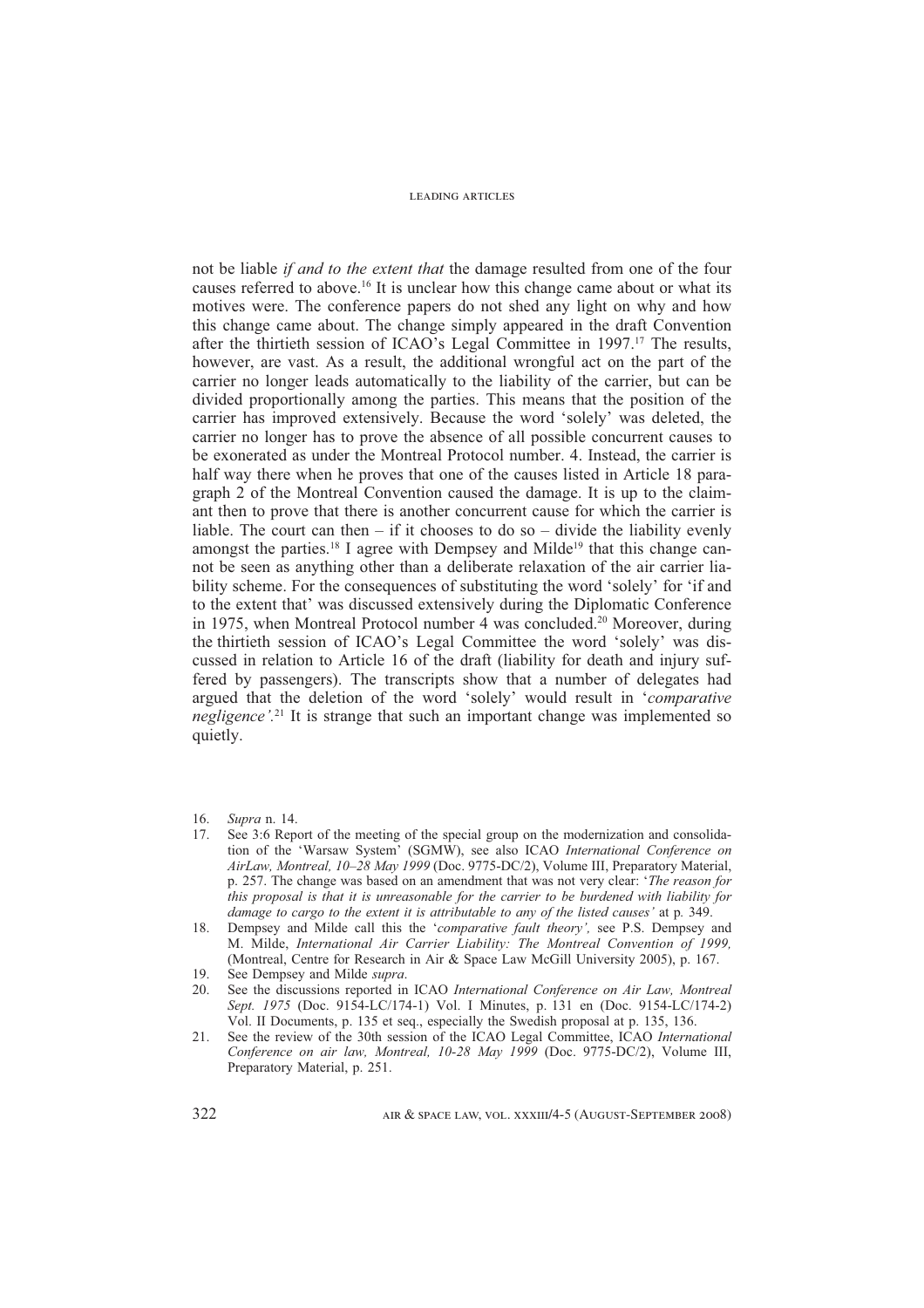not be liable *if and to the extent that* the damage resulted from one of the four causes referred to above.[16] It is unclear how this change came about or what its motives were. The conference papers do not shed any light on why and how this change came about. The change simply appeared in the draft Convention after the thirtieth session of ICAO's Legal Committee in 1997.[17] The results, however, are vast. As a result, the additional wrongful act on the part of the carrier no longer leads automatically to the liability of the carrier, but can be divided proportionally among the parties. This means that the position of the carrier has improved extensively. Because the word 'solely' was deleted, the carrier no longer has to prove the absence of all possible concurrent causes to be exonerated as under the Montreal Protocol number. 4. Instead, the carrier is half way there when he proves that one of the causes listed in Article 18 paragraph 2 of the Montreal Convention caused the damage. It is up to the claimant then to prove that there is another concurrent cause for which the carrier is liable. The court can then – if it chooses to do so – divide the liability evenly amongst the parties.[18] I agree with Dempsey and Milde[19] that this change cannot be seen as anything other than a deliberate relaxation of the air carrier liability scheme. For the consequences of substituting the word 'solely' for 'if and to the extent that' was discussed extensively during the Diplomatic Conference in 1975, when Montreal Protocol number 4 was concluded.[20] Moreover, during the thirtieth session of ICAO's Legal Committee the word 'solely' was discussed in relation to Article 16 of the draft (liability for death and injury suffered by passengers). The transcripts show that a number of delegates had argued that the deletion of the word 'solely' would result in '*comparative negligence'*.[21] It is strange that such an important change was implemented so quietly.

16. *Supra* n. 14.
17. See 3:6 Report of the meeting of the special group on the modernization and consolidation of the 'Warsaw System' (SGMW), see also ICAO *International Conference on AirLaw, Montreal, 10–28 May 1999* (Doc. 9775-DC/2), Volume III, Preparatory Material, p. 257. The change was based on an amendment that was not very clear: '*The reason for this proposal is that it is unreasonable for the carrier to be burdened with liability for damage to cargo to the extent it is attributable to any of the listed causes'* at p. 349.
18. Dempsey and Milde call this the '*comparative fault theory',* see P.S. Dempsey and M. Milde, *International Air Carrier Liability: The Montreal Convention of 1999,* (Montreal, Centre for Research in Air & Space Law McGill University 2005), p. 167.
19. See Dempsey and Milde *supra*.
20. See the discussions reported in ICAO *International Conference on Air Law, Montreal Sept. 1975* (Doc. 9154-LC/174-1) Vol. I Minutes, p. 131 en (Doc. 9154-LC/174-2) Vol. II Documents, p. 135 et seq., especially the Swedish proposal at p. 135, 136.
21. See the review of the 30th session of the ICAO Legal Committee, ICAO *International Conference on air law, Montreal, 10-28 May 1999* (Doc. 9775-DC/2), Volume III, Preparatory Material, p. 251.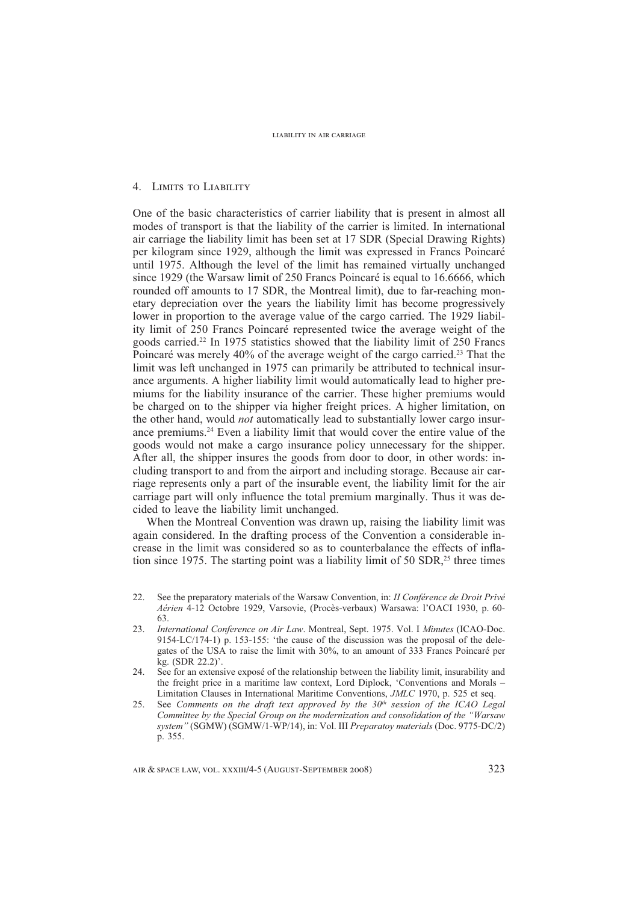## 4. Limits to Liability

One of the basic characteristics of carrier liability that is present in almost all modes of transport is that the liability of the carrier is limited. In international air carriage the liability limit has been set at 17 SDR (Special Drawing Rights) per kilogram since 1929, although the limit was expressed in Francs Poincaré until 1975. Although the level of the limit has remained virtually unchanged since 1929 (the Warsaw limit of 250 Francs Poincaré is equal to 16.6666, which rounded off amounts to 17 SDR, the Montreal limit), due to far-reaching monetary depreciation over the years the liability limit has become progressively lower in proportion to the average value of the cargo carried. The 1929 liability limit of 250 Francs Poincaré represented twice the average weight of the goods carried.[22] In 1975 statistics showed that the liability limit of 250 Francs Poincaré was merely 40% of the average weight of the cargo carried.[23] That the limit was left unchanged in 1975 can primarily be attributed to technical insurance arguments. A higher liability limit would automatically lead to higher premiums for the liability insurance of the carrier. These higher premiums would be charged on to the shipper via higher freight prices. A higher limitation, on the other hand, would *not* automatically lead to substantially lower cargo insurance premiums.[24] Even a liability limit that would cover the entire value of the goods would not make a cargo insurance policy unnecessary for the shipper. After all, the shipper insures the goods from door to door, in other words: including transport to and from the airport and including storage. Because air carriage represents only a part of the insurable event, the liability limit for the air carriage part will only influence the total premium marginally. Thus it was decided to leave the liability limit unchanged.

When the Montreal Convention was drawn up, raising the liability limit was again considered. In the drafting process of the Convention a considerable increase in the limit was considered so as to counterbalance the effects of inflation since 1975. The starting point was a liability limit of 50 SDR,[25] three times

22. See the preparatory materials of the Warsaw Convention, in: *II Conférence de Droit Privé Aérien* 4-12 Octobre 1929, Varsovie, (Procès-verbaux) Warsawa: l'OACI 1930, p. 60-63.
23. *International Conference on Air Law*. Montreal, Sept. 1975. Vol. I *Minutes* (ICAO-Doc. 9154-LC/174-1) p. 153-155: 'the cause of the discussion was the proposal of the delegates of the USA to raise the limit with 30%, to an amount of 333 Francs Poincaré per kg. (SDR 22.2)'.
24. See for an extensive exposé of the relationship between the liability limit, insurability and the freight price in a maritime law context, Lord Diplock, 'Conventions and Morals – Limitation Clauses in International Maritime Conventions, *JMLC* 1970, p. 525 et seq.
25. See *Comments on the draft text approved by the 30th session of the ICAO Legal Committee by the Special Group on the modernization and consolidation of the "Warsaw system"* (SGMW) (SGMW/1-WP/14), in: Vol. III *Preparatoy materials* (Doc. 9775-DC/2) p. 355.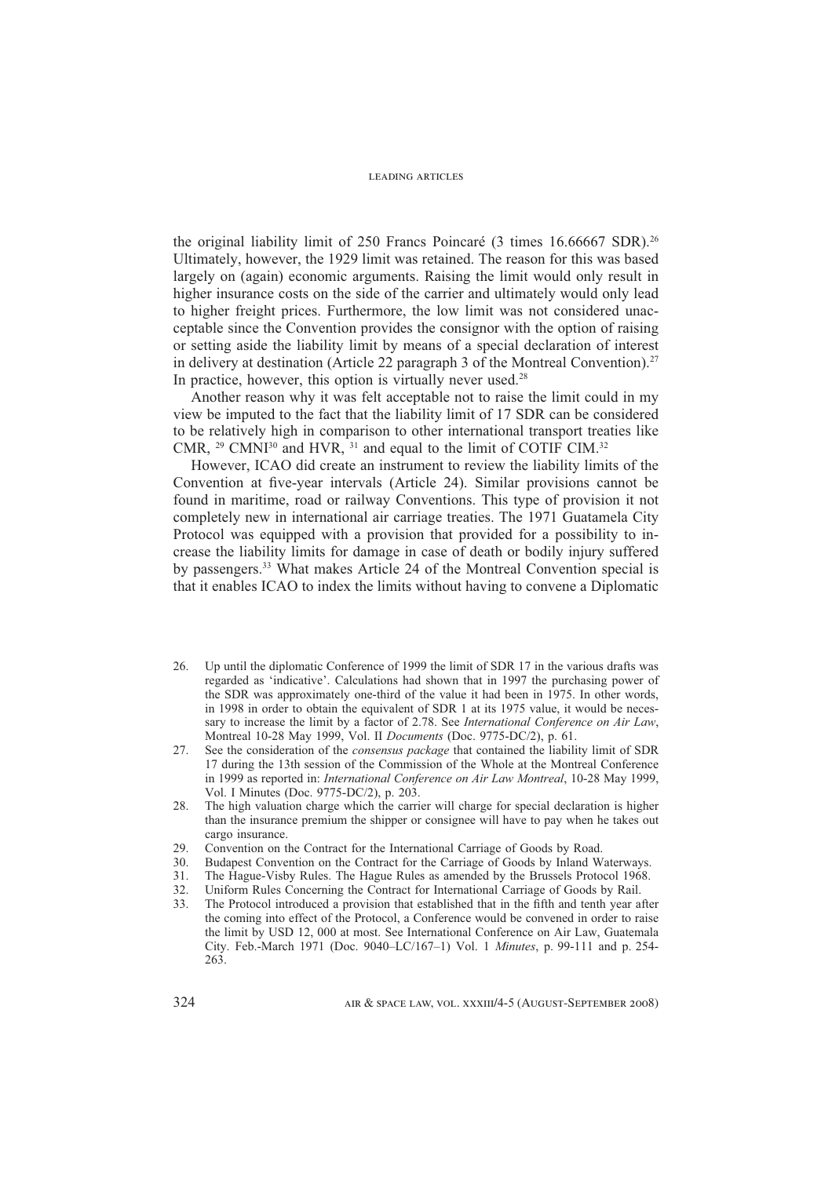the original liability limit of 250 Francs Poincaré (3 times 16.66667 SDR).[26] Ultimately, however, the 1929 limit was retained. The reason for this was based largely on (again) economic arguments. Raising the limit would only result in higher insurance costs on the side of the carrier and ultimately would only lead to higher freight prices. Furthermore, the low limit was not considered unacceptable since the Convention provides the consignor with the option of raising or setting aside the liability limit by means of a special declaration of interest in delivery at destination (Article 22 paragraph 3 of the Montreal Convention).[27] In practice, however, this option is virtually never used.[28]

Another reason why it was felt acceptable not to raise the limit could in my view be imputed to the fact that the liability limit of 17 SDR can be considered to be relatively high in comparison to other international transport treaties like CMR, [29] CMNI[30] and HVR, [31] and equal to the limit of COTIF CIM.[32]

However, ICAO did create an instrument to review the liability limits of the Convention at five-year intervals (Article 24). Similar provisions cannot be found in maritime, road or railway Conventions. This type of provision it not completely new in international air carriage treaties. The 1971 Guatamela City Protocol was equipped with a provision that provided for a possibility to increase the liability limits for damage in case of death or bodily injury suffered by passengers.[33] What makes Article 24 of the Montreal Convention special is that it enables ICAO to index the limits without having to convene a Diplomatic

26. Up until the diplomatic Conference of 1999 the limit of SDR 17 in the various drafts was regarded as 'indicative'. Calculations had shown that in 1997 the purchasing power of the SDR was approximately one-third of the value it had been in 1975. In other words, in 1998 in order to obtain the equivalent of SDR 1 at its 1975 value, it would be necessary to increase the limit by a factor of 2.78. See *International Conference on Air Law*, Montreal 10-28 May 1999, Vol. II *Documents* (Doc. 9775-DC/2), p. 61.
27. See the consideration of the *consensus package* that contained the liability limit of SDR 17 during the 13th session of the Commission of the Whole at the Montreal Conference in 1999 as reported in: *International Conference on Air Law Montreal*, 10-28 May 1999, Vol. I Minutes (Doc. 9775-DC/2), p. 203.
28. The high valuation charge which the carrier will charge for special declaration is higher than the insurance premium the shipper or consignee will have to pay when he takes out cargo insurance.
29. Convention on the Contract for the International Carriage of Goods by Road.
30. Budapest Convention on the Contract for the Carriage of Goods by Inland Waterways.
31. The Hague-Visby Rules. The Hague Rules as amended by the Brussels Protocol 1968.
32. Uniform Rules Concerning the Contract for International Carriage of Goods by Rail.
33. The Protocol introduced a provision that established that in the fifth and tenth year after the coming into effect of the Protocol, a Conference would be convened in order to raise the limit by USD 12, 000 at most. See International Conference on Air Law, Guatemala City. Feb.-March 1971 (Doc. 9040–LC/167–1) Vol. 1 *Minutes*, p. 99-111 and p. 254-263.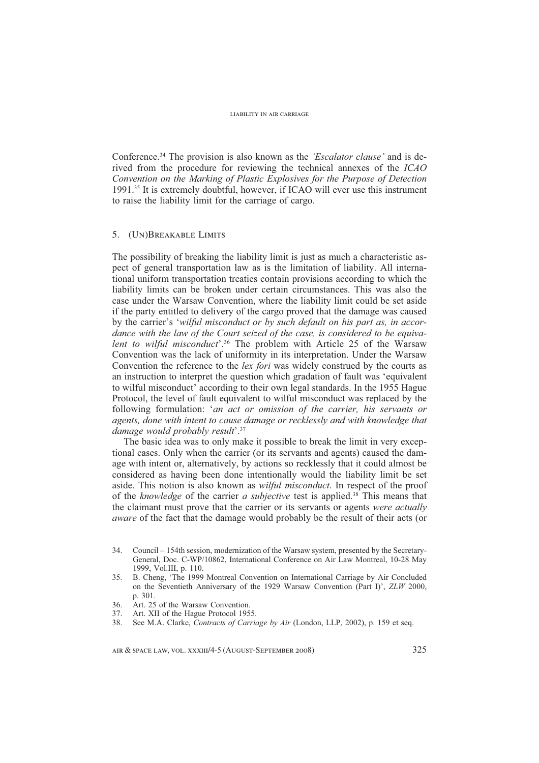Conference.[34] The provision is also known as the *'Escalator clause'* and is derived from the procedure for reviewing the technical annexes of the *ICAO Convention on the Marking of Plastic Explosives for the Purpose of Detection* 1991.[35] It is extremely doubtful, however, if ICAO will ever use this instrument to raise the liability limit for the carriage of cargo.

## 5. (Un)Breakable Limits

The possibility of breaking the liability limit is just as much a characteristic aspect of general transportation law as is the limitation of liability. All international uniform transportation treaties contain provisions according to which the liability limits can be broken under certain circumstances. This was also the case under the Warsaw Convention, where the liability limit could be set aside if the party entitled to delivery of the cargo proved that the damage was caused by the carrier's '*wilful misconduct or by such default on his part as, in accordance with the law of the Court seized of the case, is considered to be equivalent to wilful misconduct*'.[36] The problem with Article 25 of the Warsaw Convention was the lack of uniformity in its interpretation. Under the Warsaw Convention the reference to the *lex fori* was widely construed by the courts as an instruction to interpret the question which gradation of fault was 'equivalent to wilful misconduct' according to their own legal standards. In the 1955 Hague Protocol, the level of fault equivalent to wilful misconduct was replaced by the following formulation: '*an act or omission of the carrier, his servants or agents, done with intent to cause damage or recklessly and with knowledge that damage would probably result*'.[37]

The basic idea was to only make it possible to break the limit in very exceptional cases. Only when the carrier (or its servants and agents) caused the damage with intent or, alternatively, by actions so recklessly that it could almost be considered as having been done intentionally would the liability limit be set aside. This notion is also known as *wilful misconduct*. In respect of the proof of the *knowledge* of the carrier *a subjective* test is applied.[38] This means that the claimant must prove that the carrier or its servants or agents *were actually aware* of the fact that the damage would probably be the result of their acts (or

34. Council – 154th session, modernization of the Warsaw system, presented by the Secretary-General, Doc. C-WP/10862, International Conference on Air Law Montreal, 10-28 May 1999, Vol.III, p. 110.
35. B. Cheng, 'The 1999 Montreal Convention on International Carriage by Air Concluded on the Seventieth Anniversary of the 1929 Warsaw Convention (Part I)', *ZLW* 2000, p. 301.
36. Art. 25 of the Warsaw Convention.
37. Art. XII of the Hague Protocol 1955.
38. See M.A. Clarke, *Contracts of Carriage by Air* (London, LLP, 2002), p. 159 et seq.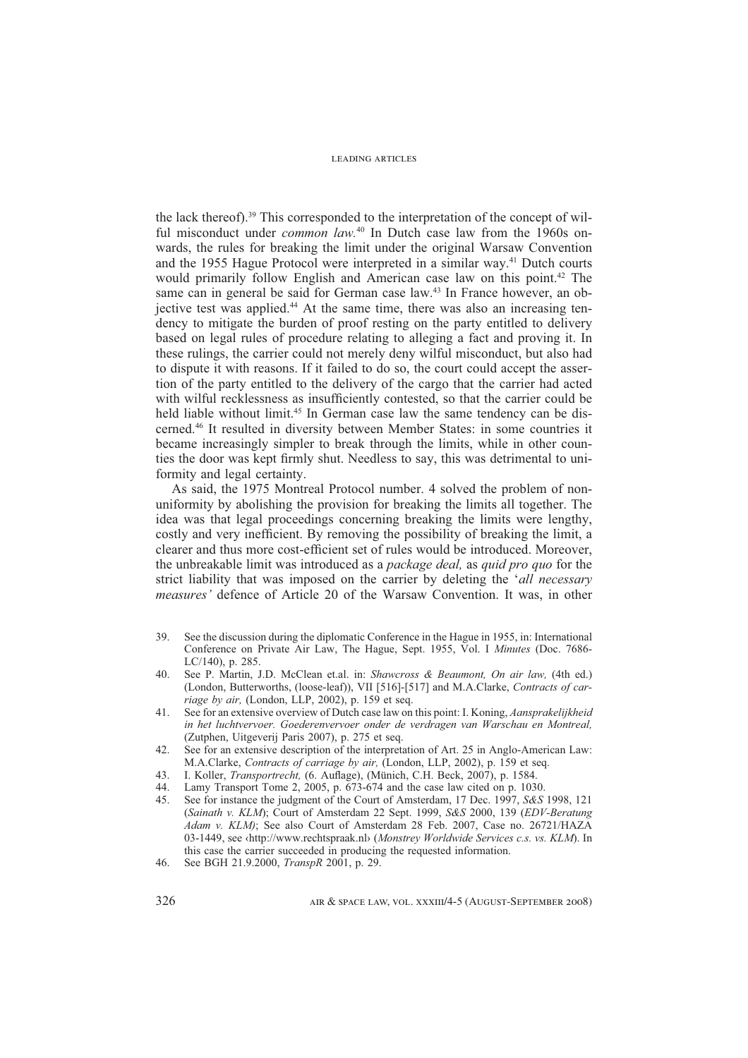the lack thereof).[39] This corresponded to the interpretation of the concept of wilful misconduct under *common law.*[40] In Dutch case law from the 1960s onwards, the rules for breaking the limit under the original Warsaw Convention and the 1955 Hague Protocol were interpreted in a similar way.[41] Dutch courts would primarily follow English and American case law on this point.[42] The same can in general be said for German case law.[43] In France however, an objective test was applied.[44] At the same time, there was also an increasing tendency to mitigate the burden of proof resting on the party entitled to delivery based on legal rules of procedure relating to alleging a fact and proving it. In these rulings, the carrier could not merely deny wilful misconduct, but also had to dispute it with reasons. If it failed to do so, the court could accept the assertion of the party entitled to the delivery of the cargo that the carrier had acted with wilful recklessness as insufficiently contested, so that the carrier could be held liable without limit.[45] In German case law the same tendency can be discerned.[46] It resulted in diversity between Member States: in some countries it became increasingly simpler to break through the limits, while in other counties the door was kept firmly shut. Needless to say, this was detrimental to uniformity and legal certainty.

As said, the 1975 Montreal Protocol number. 4 solved the problem of non-uniformity by abolishing the provision for breaking the limits all together. The idea was that legal proceedings concerning breaking the limits were lengthy, costly and very inefficient. By removing the possibility of breaking the limit, a clearer and thus more cost-efficient set of rules would be introduced. Moreover, the unbreakable limit was introduced as a *package deal,* as *quid pro quo* for the strict liability that was imposed on the carrier by deleting the '*all necessary measures'* defence of Article 20 of the Warsaw Convention. It was, in other

39. See the discussion during the diplomatic Conference in the Hague in 1955, in: International Conference on Private Air Law, The Hague, Sept. 1955, Vol. I *Minutes* (Doc. 7686-LC/140), p. 285.
40. See P. Martin, J.D. McClean et.al. in: *Shawcross & Beaumont, On air law,* (4th ed.) (London, Butterworths, (loose-leaf)), VII [516]-[517] and M.A.Clarke, *Contracts of carriage by air,* (London, LLP, 2002), p. 159 et seq.
41. See for an extensive overview of Dutch case law on this point: I. Koning, *Aansprakelijkheid in het luchtvervoer. Goederenvervoer onder de verdragen van Warschau en Montreal,* (Zutphen, Uitgeverij Paris 2007), p. 275 et seq.
42. See for an extensive description of the interpretation of Art. 25 in Anglo-American Law: M.A.Clarke, *Contracts of carriage by air,* (London, LLP, 2002), p. 159 et seq.
43. I. Koller, *Transportrecht,* (6. Auflage), (Münich, C.H. Beck, 2007), p. 1584.
44. Lamy Transport Tome 2, 2005, p. 673-674 and the case law cited on p. 1030.
45. See for instance the judgment of the Court of Amsterdam, 17 Dec. 1997, *S&S* 1998, 121 (*Sainath v. KLM*); Court of Amsterdam 22 Sept. 1999, *S&S* 2000, 139 (*EDV-Beratung Adam v. KLM)*; See also Court of Amsterdam 28 Feb. 2007, Case no. 26721/HAZA 03-1449, see ‹http://www.rechtspraak.nl› (*Monstrey Worldwide Services c.s. vs. KLM*). In this case the carrier succeeded in producing the requested information.
46. See BGH 21.9.2000, *TranspR* 2001, p. 29.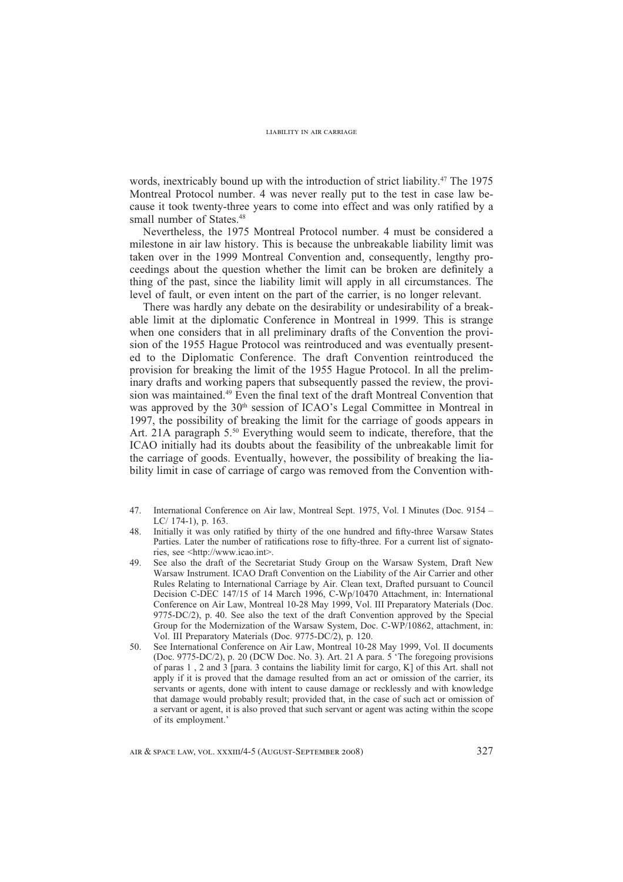words, inextricably bound up with the introduction of strict liability.[47] The 1975 Montreal Protocol number. 4 was never really put to the test in case law because it took twenty-three years to come into effect and was only ratified by a small number of States.[48]

Nevertheless, the 1975 Montreal Protocol number. 4 must be considered a milestone in air law history. This is because the unbreakable liability limit was taken over in the 1999 Montreal Convention and, consequently, lengthy proceedings about the question whether the limit can be broken are definitely a thing of the past, since the liability limit will apply in all circumstances. The level of fault, or even intent on the part of the carrier, is no longer relevant.

There was hardly any debate on the desirability or undesirability of a breakable limit at the diplomatic Conference in Montreal in 1999. This is strange when one considers that in all preliminary drafts of the Convention the provision of the 1955 Hague Protocol was reintroduced and was eventually presented to the Diplomatic Conference. The draft Convention reintroduced the provision for breaking the limit of the 1955 Hague Protocol. In all the preliminary drafts and working papers that subsequently passed the review, the provision was maintained.[49] Even the final text of the draft Montreal Convention that was approved by the 30th session of ICAO's Legal Committee in Montreal in 1997, the possibility of breaking the limit for the carriage of goods appears in Art. 21A paragraph 5.[50] Everything would seem to indicate, therefore, that the ICAO initially had its doubts about the feasibility of the unbreakable limit for the carriage of goods. Eventually, however, the possibility of breaking the liability limit in case of carriage of cargo was removed from the Convention with-

47. International Conference on Air law, Montreal Sept. 1975, Vol. I Minutes (Doc. 9154 – LC/ 174-1), p. 163.
48. Initially it was only ratified by thirty of the one hundred and fifty-three Warsaw States Parties. Later the number of ratifications rose to fifty-three. For a current list of signatories, see <http://www.icao.int>.
49. See also the draft of the Secretariat Study Group on the Warsaw System, Draft New Warsaw Instrument. ICAO Draft Convention on the Liability of the Air Carrier and other Rules Relating to International Carriage by Air. Clean text, Drafted pursuant to Council Decision C-DEC 147/15 of 14 March 1996, C-Wp/10470 Attachment, in: International Conference on Air Law, Montreal 10-28 May 1999, Vol. III Preparatory Materials (Doc. 9775-DC/2), p. 40. See also the text of the draft Convention approved by the Special Group for the Modernization of the Warsaw System, Doc. C-WP/10862, attachment, in: Vol. III Preparatory Materials (Doc. 9775-DC/2), p. 120.
50. See International Conference on Air Law, Montreal 10-28 May 1999, Vol. II documents (Doc. 9775-DC/2), p. 20 (DCW Doc. No. 3). Art. 21 A para. 5 'The foregoing provisions of paras 1 , 2 and 3 [para. 3 contains the liability limit for cargo, K] of this Art. shall not apply if it is proved that the damage resulted from an act or omission of the carrier, its servants or agents, done with intent to cause damage or recklessly and with knowledge that damage would probably result; provided that, in the case of such act or omission of a servant or agent, it is also proved that such servant or agent was acting within the scope of its employment.'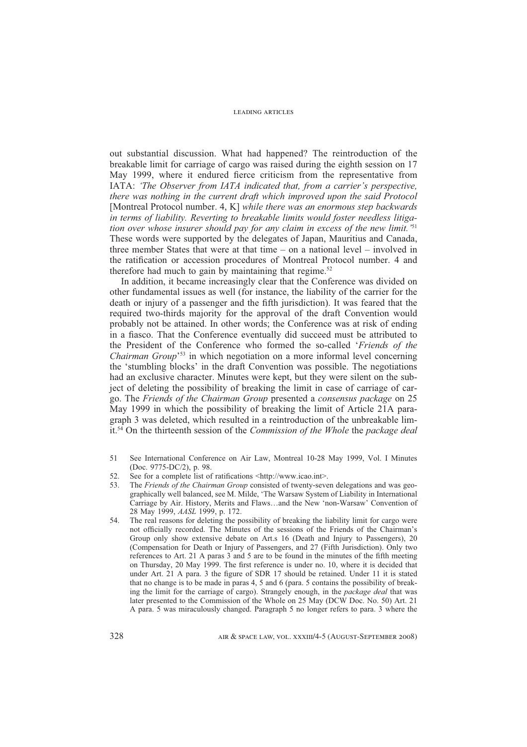out substantial discussion. What had happened? The reintroduction of the breakable limit for carriage of cargo was raised during the eighth session on 17 May 1999, where it endured fierce criticism from the representative from IATA: *'The Observer from IATA indicated that, from a carrier's perspective, there was nothing in the current draft which improved upon the said Protocol* [Montreal Protocol number. 4, K] *while there was an enormous step backwards in terms of liability. Reverting to breakable limits would foster needless litigation over whose insurer should pay for any claim in excess of the new limit.'*[51] These words were supported by the delegates of Japan, Mauritius and Canada, three member States that were at that time – on a national level – involved in the ratification or accession procedures of Montreal Protocol number. 4 and therefore had much to gain by maintaining that regime.[52]

In addition, it became increasingly clear that the Conference was divided on other fundamental issues as well (for instance, the liability of the carrier for the death or injury of a passenger and the fifth jurisdiction). It was feared that the required two-thirds majority for the approval of the draft Convention would probably not be attained. In other words; the Conference was at risk of ending in a fiasco. That the Conference eventually did succeed must be attributed to the President of the Conference who formed the so-called '*Friends of the Chairman Group*'[53] in which negotiation on a more informal level concerning the 'stumbling blocks' in the draft Convention was possible. The negotiations had an exclusive character. Minutes were kept, but they were silent on the subject of deleting the possibility of breaking the limit in case of carriage of cargo. The *Friends of the Chairman Group* presented a *consensus package* on 25 May 1999 in which the possibility of breaking the limit of Article 21A paragraph 3 was deleted, which resulted in a reintroduction of the unbreakable limit.[54] On the thirteenth session of the *Commission of the Whole* the *package deal*

51 See International Conference on Air Law, Montreal 10-28 May 1999, Vol. I Minutes (Doc. 9775-DC/2), p. 98.

52. See for a complete list of ratifications <http://www.icao.int>.

53. The *Friends of the Chairman Group* consisted of twenty-seven delegations and was geographically well balanced, see M. Milde, 'The Warsaw System of Liability in International Carriage by Air. History, Merits and Flaws…and the New 'non-Warsaw' Convention of 28 May 1999, *AASL* 1999, p. 172.

54. The real reasons for deleting the possibility of breaking the liability limit for cargo were not officially recorded. The Minutes of the sessions of the Friends of the Chairman's Group only show extensive debate on Art.s 16 (Death and Injury to Passengers), 20 (Compensation for Death or Injury of Passengers, and 27 (Fifth Jurisdiction). Only two references to Art. 21 A paras 3 and 5 are to be found in the minutes of the fifth meeting on Thursday, 20 May 1999. The first reference is under no. 10, where it is decided that under Art. 21 A para. 3 the figure of SDR 17 should be retained. Under 11 it is stated that no change is to be made in paras 4, 5 and 6 (para. 5 contains the possibility of breaking the limit for the carriage of cargo). Strangely enough, in the *package deal* that was later presented to the Commission of the Whole on 25 May (DCW Doc. No. 50) Art. 21 A para. 5 was miraculously changed. Paragraph 5 no longer refers to para. 3 where the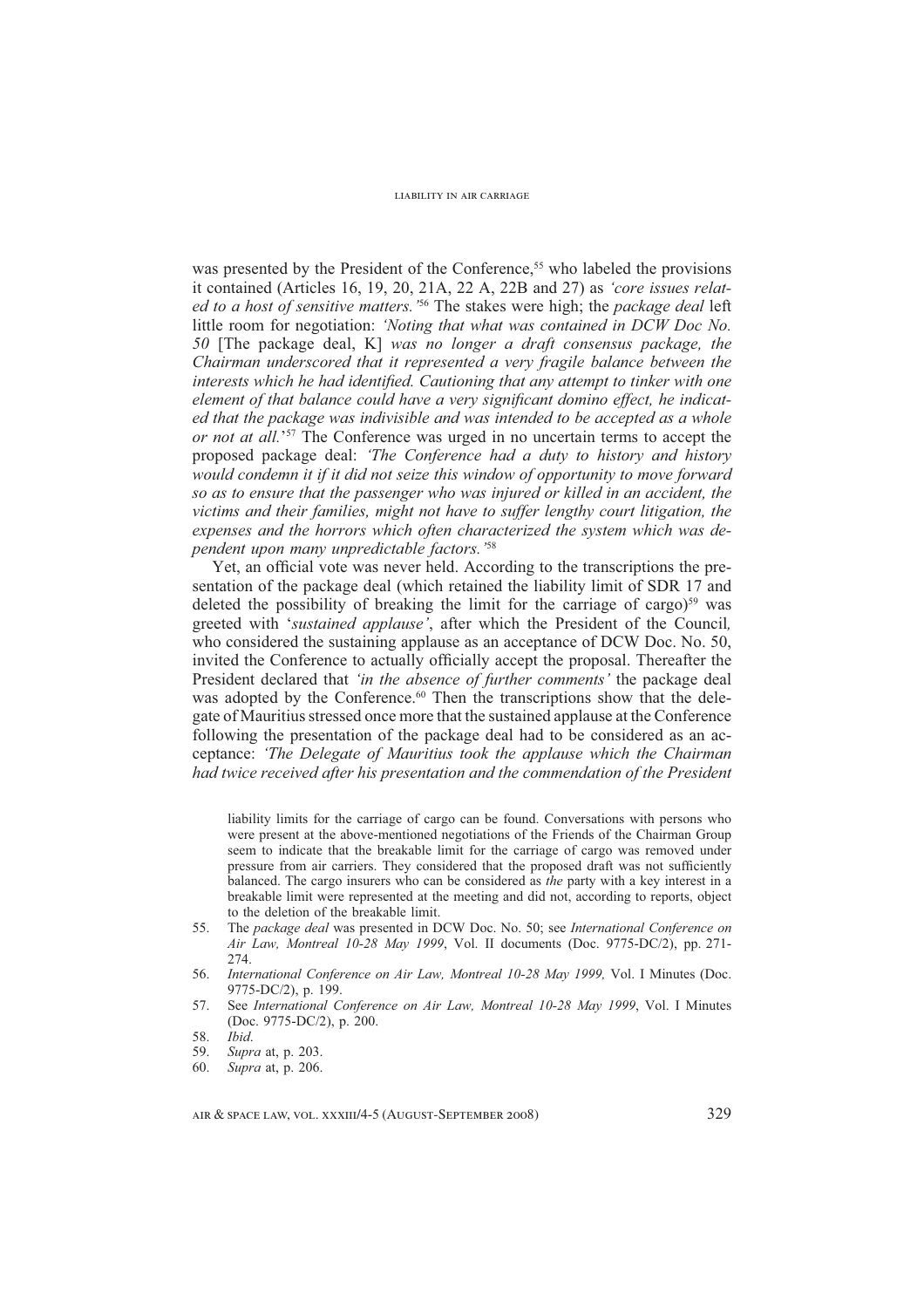was presented by the President of the Conference,[55] who labeled the provisions it contained (Articles 16, 19, 20, 21A, 22 A, 22B and 27) as *'core issues related to a host of sensitive matters.'*[56] The stakes were high; the *package deal* left little room for negotiation: *'Noting that what was contained in DCW Doc No. 50* [The package deal, K] *was no longer a draft consensus package, the Chairman underscored that it represented a very fragile balance between the interests which he had identified. Cautioning that any attempt to tinker with one element of that balance could have a very significant domino effect, he indicated that the package was indivisible and was intended to be accepted as a whole or not at all.'*[57] The Conference was urged in no uncertain terms to accept the proposed package deal: *'The Conference had a duty to history and history would condemn it if it did not seize this window of opportunity to move forward so as to ensure that the passenger who was injured or killed in an accident, the victims and their families, might not have to suffer lengthy court litigation, the expenses and the horrors which often characterized the system which was dependent upon many unpredictable factors.'*[58]

Yet, an official vote was never held. According to the transcriptions the presentation of the package deal (which retained the liability limit of SDR 17 and deleted the possibility of breaking the limit for the carriage of cargo)[59] was greeted with '*sustained applause'*, after which the President of the Council*,* who considered the sustaining applause as an acceptance of DCW Doc. No. 50, invited the Conference to actually officially accept the proposal. Thereafter the President declared that *'in the absence of further comments'* the package deal was adopted by the Conference.[60] Then the transcriptions show that the delegate of Mauritius stressed once more that the sustained applause at the Conference following the presentation of the package deal had to be considered as an acceptance: *'The Delegate of Mauritius took the applause which the Chairman had twice received after his presentation and the commendation of the President*

liability limits for the carriage of cargo can be found. Conversations with persons who were present at the above-mentioned negotiations of the Friends of the Chairman Group seem to indicate that the breakable limit for the carriage of cargo was removed under pressure from air carriers. They considered that the proposed draft was not sufficiently balanced. The cargo insurers who can be considered as *the* party with a key interest in a breakable limit were represented at the meeting and did not, according to reports, object to the deletion of the breakable limit.

55. The *package deal* was presented in DCW Doc. No. 50; see *International Conference on Air Law, Montreal 10-28 May 1999*, Vol. II documents (Doc. 9775-DC/2), pp. 271-274.
56. *International Conference on Air Law, Montreal 10-28 May 1999,* Vol. I Minutes (Doc. 9775-DC/2), p. 199.
57. See *International Conference on Air Law, Montreal 10-28 May 1999*, Vol. I Minutes (Doc. 9775-DC/2), p. 200.
58. *Ibid*.
59. *Supra* at, p. 203.
60. *Supra* at, p. 206.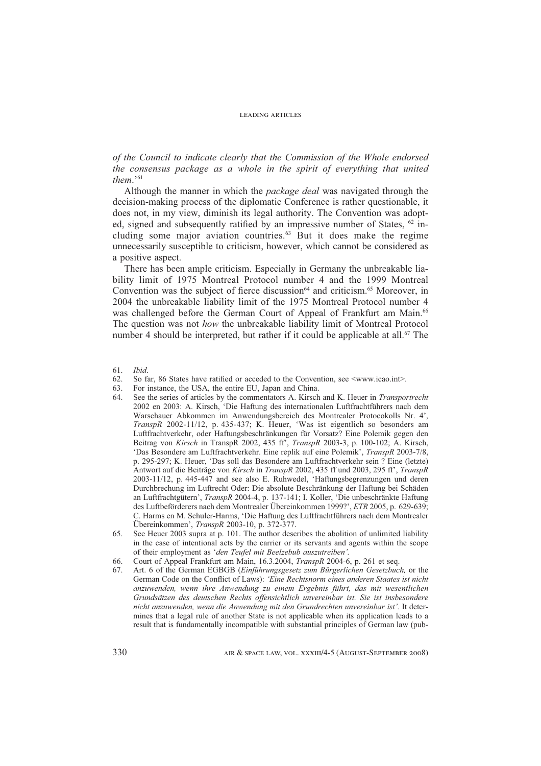*of the Council to indicate clearly that the Commission of the Whole endorsed the consensus package as a whole in the spirit of everything that united them*.'[61]

Although the manner in which the *package deal* was navigated through the decision-making process of the diplomatic Conference is rather questionable, it does not, in my view, diminish its legal authority. The Convention was adopted, signed and subsequently ratified by an impressive number of States, [62] including some major aviation countries.[63] But it does make the regime unnecessarily susceptible to criticism, however, which cannot be considered as a positive aspect.

There has been ample criticism. Especially in Germany the unbreakable liability limit of 1975 Montreal Protocol number 4 and the 1999 Montreal Convention was the subject of fierce discussion[64] and criticism.[65] Moreover, in 2004 the unbreakable liability limit of the 1975 Montreal Protocol number 4 was challenged before the German Court of Appeal of Frankfurt am Main.[66] The question was not *how* the unbreakable liability limit of Montreal Protocol number 4 should be interpreted, but rather if it could be applicable at all.[67] The

---

61. *Ibid*.
62. So far, 86 States have ratified or acceded to the Convention, see <www.icao.int>.
63. For instance, the USA, the entire EU, Japan and China.
64. See the series of articles by the commentators A. Kirsch and K. Heuer in *Transportrecht* 2002 en 2003: A. Kirsch, 'Die Haftung des internationalen Luftfrachtführers nach dem Warschauer Abkommen im Anwendungsbereich des Montrealer Protocokolls Nr. 4', *TranspR* 2002-11/12, p. 435-437; K. Heuer, 'Was ist eigentlich so besonders am Luftfrachtverkehr, oder Haftungsbeschränkungen für Vorsatz? Eine Polemik gegen den Beitrag von *Kirsch* in TranspR 2002, 435 ff', *TranspR* 2003-3, p. 100-102; A. Kirsch, 'Das Besondere am Luftfrachtverkehr. Eine replik auf eine Polemik', *TranspR* 2003-7/8, p. 295-297; K. Heuer, 'Das soll das Besondere am Luftfrachtverkehr sein ? Eine (letzte) Antwort auf die Beiträge von *Kirsch* in *TranspR* 2002, 435 ff und 2003, 295 ff', *TranspR* 2003-11/12, p. 445-447 and see also E. Ruhwedel, 'Haftungsbegrenzungen und deren Durchbrechung im Luftrecht Oder: Die absolute Beschränkung der Haftung bei Schäden an Luftfrachtgütern', *TranspR* 2004-4, p. 137-141; I. Koller, 'Die unbeschränkte Haftung des Luftbeförderers nach dem Montrealer Übereinkommen 1999?', *ETR* 2005, p. 629-639; C. Harms en M. Schuler-Harms, 'Die Haftung des Luftfrachtführers nach dem Montrealer Übereinkommen', *TranspR* 2003-10, p. 372-377.
65. See Heuer 2003 supra at p. 101. The author describes the abolition of unlimited liability in the case of intentional acts by the carrier or its servants and agents within the scope of their employment as '*den Teufel mit Beelzebub auszutreiben'*.
66. Court of Appeal Frankfurt am Main, 16.3.2004, *TranspR* 2004-6, p. 261 et seq.
67. Art. 6 of the German EGBGB (*Einführungsgesetz zum Bürgerlichen Gesetzbuch,* or the German Code on the Conflict of Laws): *'Eine Rechtsnorm eines anderen Staates ist nicht anzuwenden, wenn ihre Anwendung zu einem Ergebnis führt, das mit wesentlichen Grundsätzen des deutschen Rechts offensichtlich unvereinbar ist. Sie ist insbesondere nicht anzuwenden, wenn die Anwendung mit den Grundrechten unvereinbar ist'.* It determines that a legal rule of another State is not applicable when its application leads to a result that is fundamentally incompatible with substantial principles of German law (pub-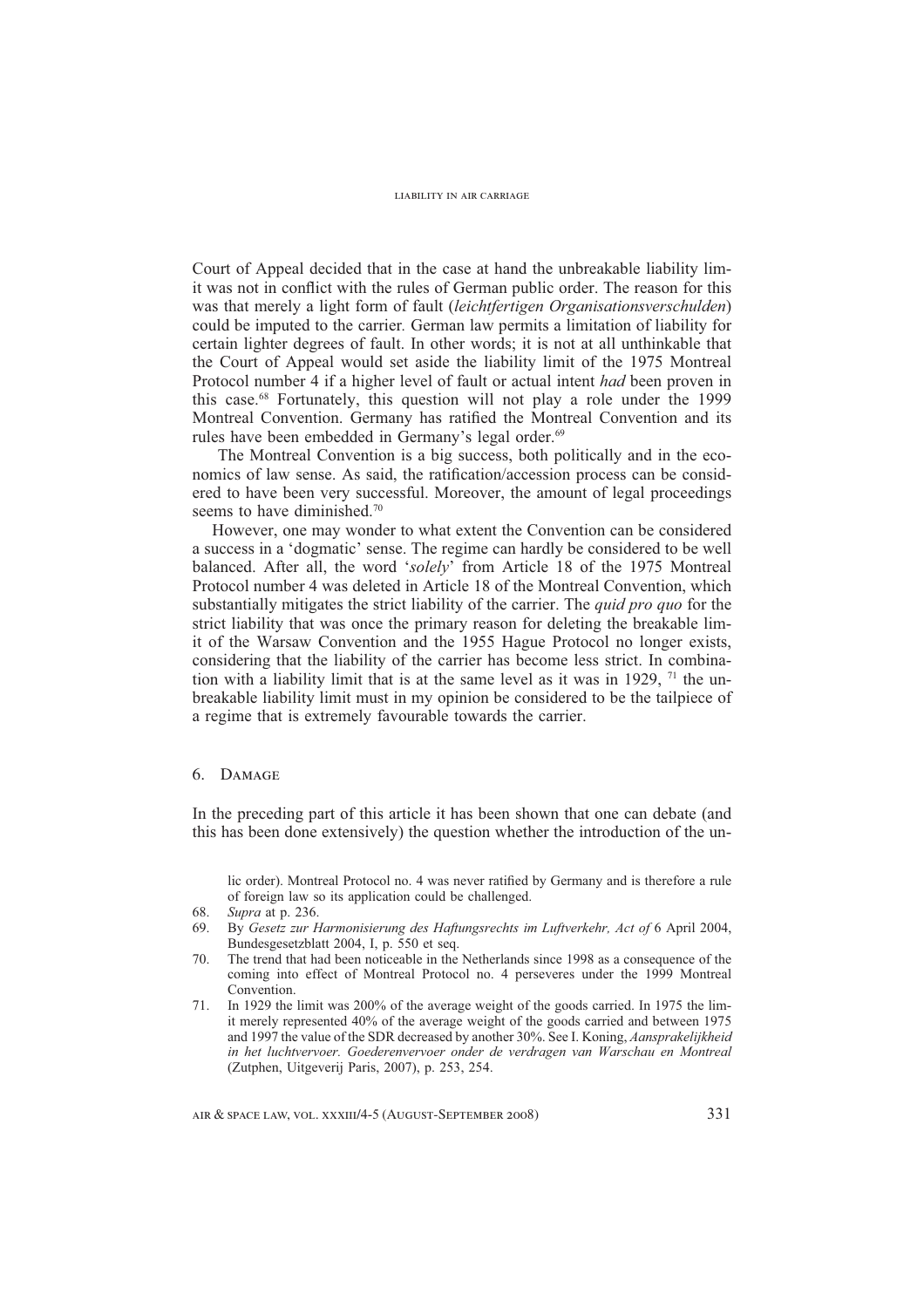Court of Appeal decided that in the case at hand the unbreakable liability limit was not in conflict with the rules of German public order. The reason for this was that merely a light form of fault (*leichtfertigen Organisationsverschulden*) could be imputed to the carrier. German law permits a limitation of liability for certain lighter degrees of fault. In other words; it is not at all unthinkable that the Court of Appeal would set aside the liability limit of the 1975 Montreal Protocol number 4 if a higher level of fault or actual intent *had* been proven in this case.[68] Fortunately, this question will not play a role under the 1999 Montreal Convention. Germany has ratified the Montreal Convention and its rules have been embedded in Germany's legal order.[69]

The Montreal Convention is a big success, both politically and in the economics of law sense. As said, the ratification/accession process can be considered to have been very successful. Moreover, the amount of legal proceedings seems to have diminished.[70]

However, one may wonder to what extent the Convention can be considered a success in a 'dogmatic' sense. The regime can hardly be considered to be well balanced. After all, the word '*solely*' from Article 18 of the 1975 Montreal Protocol number 4 was deleted in Article 18 of the Montreal Convention, which substantially mitigates the strict liability of the carrier. The *quid pro quo* for the strict liability that was once the primary reason for deleting the breakable limit of the Warsaw Convention and the 1955 Hague Protocol no longer exists, considering that the liability of the carrier has become less strict. In combination with a liability limit that is at the same level as it was in 1929, [71] the unbreakable liability limit must in my opinion be considered to be the tailpiece of a regime that is extremely favourable towards the carrier.

## 6. Damage

In the preceding part of this article it has been shown that one can debate (and this has been done extensively) the question whether the introduction of the un-

---

lic order). Montreal Protocol no. 4 was never ratified by Germany and is therefore a rule of foreign law so its application could be challenged.

68. *Supra* at p. 236.
69. By *Gesetz zur Harmonisierung des Haftungsrechts im Luftverkehr, Act of* 6 April 2004, Bundesgesetzblatt 2004, I, p. 550 et seq.
70. The trend that had been noticeable in the Netherlands since 1998 as a consequence of the coming into effect of Montreal Protocol no. 4 perseveres under the 1999 Montreal Convention.
71. In 1929 the limit was 200% of the average weight of the goods carried. In 1975 the limit merely represented 40% of the average weight of the goods carried and between 1975 and 1997 the value of the SDR decreased by another 30%. See I. Koning, *Aansprakelijkheid in het luchtvervoer. Goederenvervoer onder de verdragen van Warschau en Montreal* (Zutphen, Uitgeverij Paris, 2007), p. 253, 254.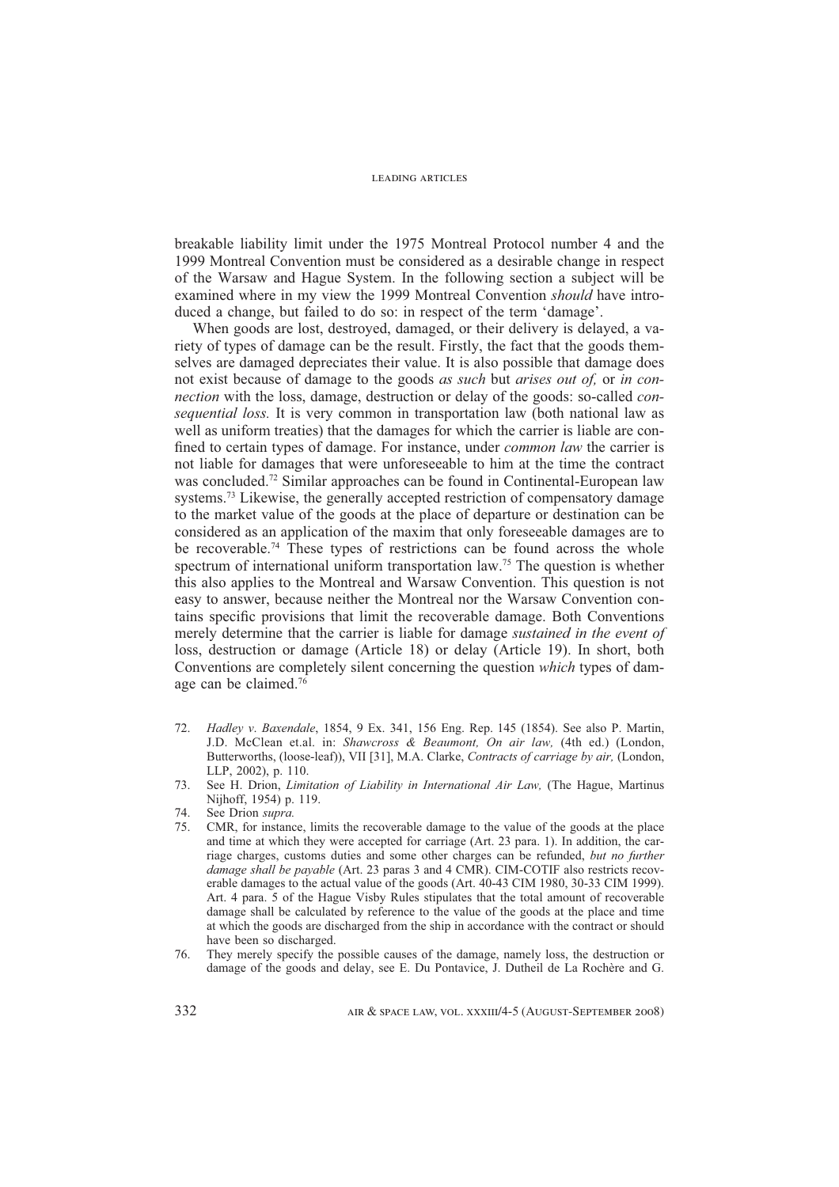breakable liability limit under the 1975 Montreal Protocol number 4 and the 1999 Montreal Convention must be considered as a desirable change in respect of the Warsaw and Hague System. In the following section a subject will be examined where in my view the 1999 Montreal Convention *should* have introduced a change, but failed to do so: in respect of the term 'damage'.

When goods are lost, destroyed, damaged, or their delivery is delayed, a variety of types of damage can be the result. Firstly, the fact that the goods themselves are damaged depreciates their value. It is also possible that damage does not exist because of damage to the goods *as such* but *arises out of,* or *in connection* with the loss, damage, destruction or delay of the goods: so-called *consequential loss.* It is very common in transportation law (both national law as well as uniform treaties) that the damages for which the carrier is liable are confined to certain types of damage. For instance, under *common law* the carrier is not liable for damages that were unforeseeable to him at the time the contract was concluded.[72] Similar approaches can be found in Continental-European law systems.[73] Likewise, the generally accepted restriction of compensatory damage to the market value of the goods at the place of departure or destination can be considered as an application of the maxim that only foreseeable damages are to be recoverable.[74] These types of restrictions can be found across the whole spectrum of international uniform transportation law.[75] The question is whether this also applies to the Montreal and Warsaw Convention. This question is not easy to answer, because neither the Montreal nor the Warsaw Convention contains specific provisions that limit the recoverable damage. Both Conventions merely determine that the carrier is liable for damage *sustained in the event of* loss, destruction or damage (Article 18) or delay (Article 19). In short, both Conventions are completely silent concerning the question *which* types of damage can be claimed.[76]

72. *Hadley v. Baxendale*, 1854, 9 Ex. 341, 156 Eng. Rep. 145 (1854). See also P. Martin, J.D. McClean et.al. in: *Shawcross & Beaumont, On air law,* (4th ed.) (London, Butterworths, (loose-leaf)), VII [31], M.A. Clarke, *Contracts of carriage by air,* (London, LLP, 2002), p. 110.
73. See H. Drion, *Limitation of Liability in International Air Law,* (The Hague, Martinus Nijhoff, 1954) p. 119.
74. See Drion *supra.*
75. CMR, for instance, limits the recoverable damage to the value of the goods at the place and time at which they were accepted for carriage (Art. 23 para. 1). In addition, the carriage charges, customs duties and some other charges can be refunded, *but no further damage shall be payable* (Art. 23 paras 3 and 4 CMR). CIM-COTIF also restricts recoverable damages to the actual value of the goods (Art. 40-43 CIM 1980, 30-33 CIM 1999). Art. 4 para. 5 of the Hague Visby Rules stipulates that the total amount of recoverable damage shall be calculated by reference to the value of the goods at the place and time at which the goods are discharged from the ship in accordance with the contract or should have been so discharged.
76. They merely specify the possible causes of the damage, namely loss, the destruction or damage of the goods and delay, see E. Du Pontavice, J. Dutheil de La Rochère and G.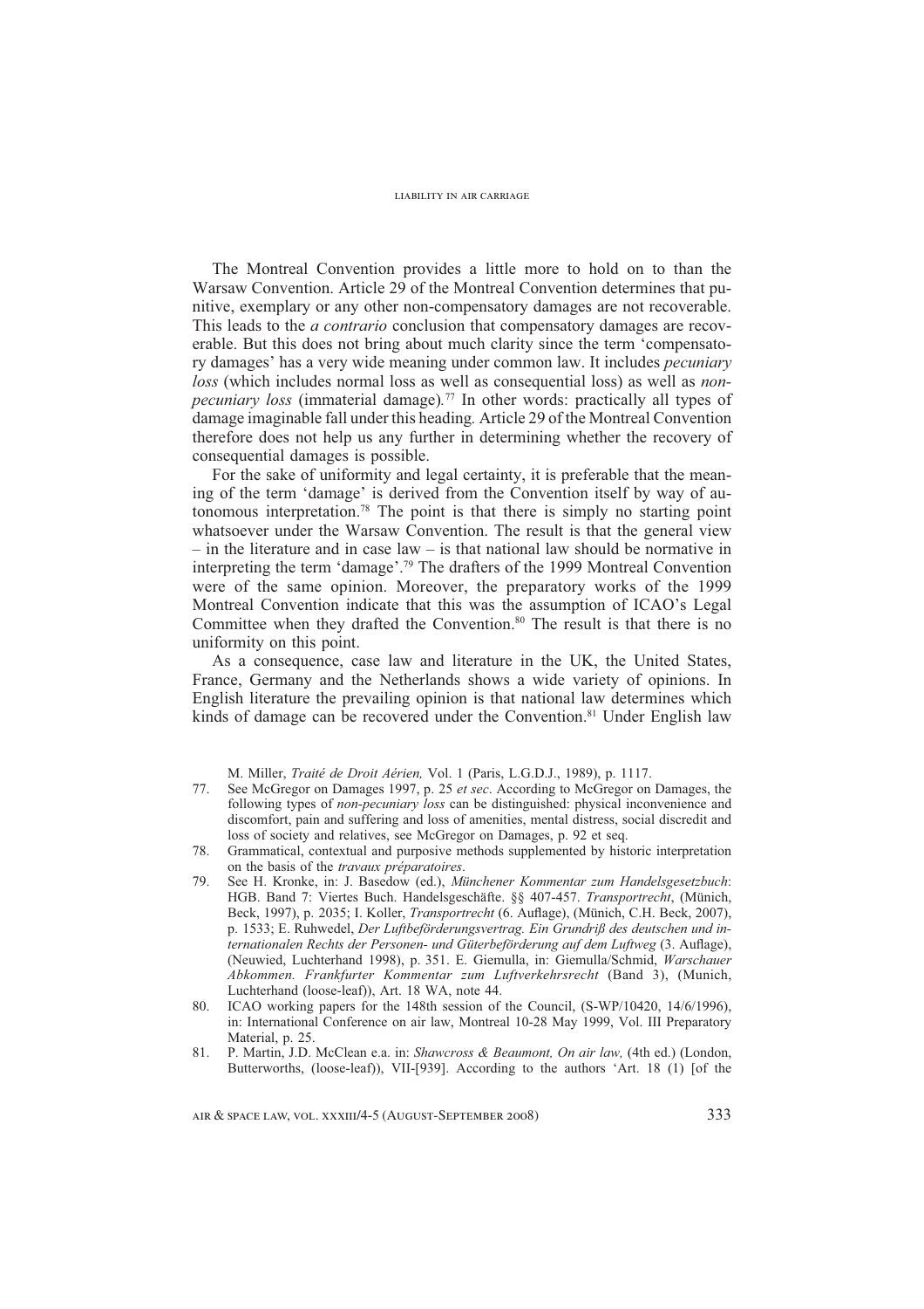The Montreal Convention provides a little more to hold on to than the Warsaw Convention. Article 29 of the Montreal Convention determines that punitive, exemplary or any other non-compensatory damages are not recoverable. This leads to the *a contrario* conclusion that compensatory damages are recoverable. But this does not bring about much clarity since the term 'compensatory damages' has a very wide meaning under common law. It includes *pecuniary loss* (which includes normal loss as well as consequential loss) as well as *non-pecuniary loss* (immaterial damage).[77] In other words: practically all types of damage imaginable fall under this heading. Article 29 of the Montreal Convention therefore does not help us any further in determining whether the recovery of consequential damages is possible.

For the sake of uniformity and legal certainty, it is preferable that the meaning of the term 'damage' is derived from the Convention itself by way of autonomous interpretation.[78] The point is that there is simply no starting point whatsoever under the Warsaw Convention. The result is that the general view – in the literature and in case law – is that national law should be normative in interpreting the term 'damage'.[79] The drafters of the 1999 Montreal Convention were of the same opinion. Moreover, the preparatory works of the 1999 Montreal Convention indicate that this was the assumption of ICAO's Legal Committee when they drafted the Convention.[80] The result is that there is no uniformity on this point.

As a consequence, case law and literature in the UK, the United States, France, Germany and the Netherlands shows a wide variety of opinions. In English literature the prevailing opinion is that national law determines which kinds of damage can be recovered under the Convention.[81] Under English law

M. Miller, *Traité de Droit Aérien,* Vol. 1 (Paris, L.G.D.J., 1989), p. 1117.

77. See McGregor on Damages 1997, p. 25 *et sec*. According to McGregor on Damages, the following types of *non-pecuniary loss* can be distinguished: physical inconvenience and discomfort, pain and suffering and loss of amenities, mental distress, social discredit and loss of society and relatives, see McGregor on Damages, p. 92 et seq.
78. Grammatical, contextual and purposive methods supplemented by historic interpretation on the basis of the *travaux préparatoires*.
79. See H. Kronke, in: J. Basedow (ed.), *Münchener Kommentar zum Handelsgesetzbuch*: HGB. Band 7: Viertes Buch. Handelsgeschäfte. §§ 407-457. *Transportrecht*, (Münich, Beck, 1997), p. 2035; I. Koller, *Transportrecht* (6. Auflage), (Münich, C.H. Beck, 2007), p. 1533; E. Ruhwedel, *Der Luftbeförderungsvertrag. Ein Grundriß des deutschen und internationalen Rechts der Personen- und Güterbeförderung auf dem Luftweg* (3. Auflage), (Neuwied, Luchterhand 1998), p. 351. E. Giemulla, in: Giemulla/Schmid, *Warschauer Abkommen. Frankfurter Kommentar zum Luftverkehrsrecht* (Band 3), (Munich, Luchterhand (loose-leaf)), Art. 18 WA, note 44.
80. ICAO working papers for the 148th session of the Council, (S-WP/10420, 14/6/1996), in: International Conference on air law, Montreal 10-28 May 1999, Vol. III Preparatory Material, p. 25.
81. P. Martin, J.D. McClean e.a. in: *Shawcross & Beaumont, On air law,* (4th ed.) (London, Butterworths, (loose-leaf)), VII-[939]. According to the authors 'Art. 18 (1) [of the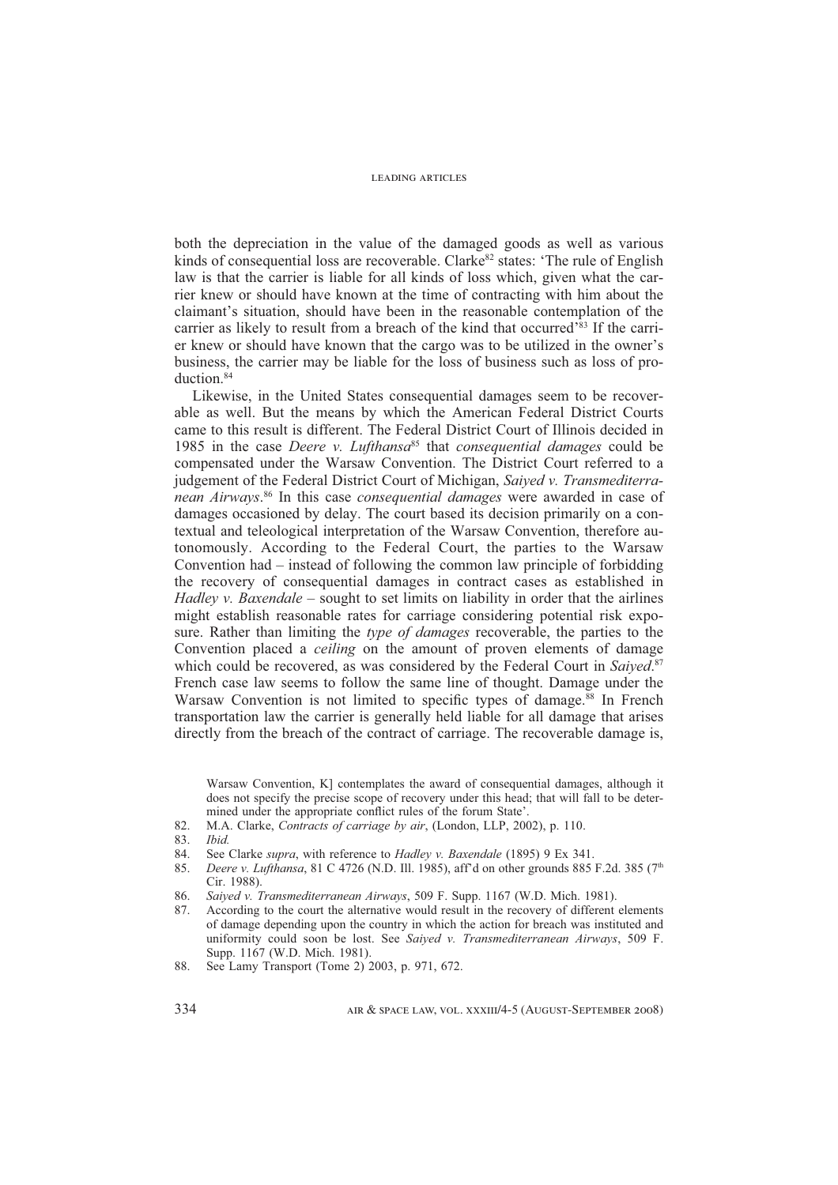both the depreciation in the value of the damaged goods as well as various kinds of consequential loss are recoverable. Clarke[82] states: 'The rule of English law is that the carrier is liable for all kinds of loss which, given what the carrier knew or should have known at the time of contracting with him about the claimant's situation, should have been in the reasonable contemplation of the carrier as likely to result from a breach of the kind that occurred'[83] If the carrier knew or should have known that the cargo was to be utilized in the owner's business, the carrier may be liable for the loss of business such as loss of production.[84]

Likewise, in the United States consequential damages seem to be recoverable as well. But the means by which the American Federal District Courts came to this result is different. The Federal District Court of Illinois decided in 1985 in the case *Deere v. Lufthansa*[85] that *consequential damages* could be compensated under the Warsaw Convention. The District Court referred to a judgement of the Federal District Court of Michigan, *Saiyed v. Transmediterranean Airways*.[86] In this case *consequential damages* were awarded in case of damages occasioned by delay. The court based its decision primarily on a contextual and teleological interpretation of the Warsaw Convention, therefore autonomously. According to the Federal Court, the parties to the Warsaw Convention had – instead of following the common law principle of forbidding the recovery of consequential damages in contract cases as established in *Hadley v. Baxendale* – sought to set limits on liability in order that the airlines might establish reasonable rates for carriage considering potential risk exposure. Rather than limiting the *type of damages* recoverable, the parties to the Convention placed a *ceiling* on the amount of proven elements of damage which could be recovered, as was considered by the Federal Court in *Saiyed*.[87] French case law seems to follow the same line of thought. Damage under the Warsaw Convention is not limited to specific types of damage.[88] In French transportation law the carrier is generally held liable for all damage that arises directly from the breach of the contract of carriage. The recoverable damage is,

Warsaw Convention, K] contemplates the award of consequential damages, although it does not specify the precise scope of recovery under this head; that will fall to be determined under the appropriate conflict rules of the forum State'.

82. M.A. Clarke, *Contracts of carriage by air*, (London, LLP, 2002), p. 110.
83. *Ibid.*
84. See Clarke *supra*, with reference to *Hadley v. Baxendale* (1895) 9 Ex 341.
85. *Deere v. Lufthansa*, 81 C 4726 (N.D. Ill. 1985), aff'd on other grounds 885 F.2d. 385 (7th Cir. 1988).
86. *Saiyed v. Transmediterranean Airways*, 509 F. Supp. 1167 (W.D. Mich. 1981).
87. According to the court the alternative would result in the recovery of different elements of damage depending upon the country in which the action for breach was instituted and uniformity could soon be lost. See *Saiyed v. Transmediterranean Airways*, 509 F. Supp. 1167 (W.D. Mich. 1981).
88. See Lamy Transport (Tome 2) 2003, p. 971, 672.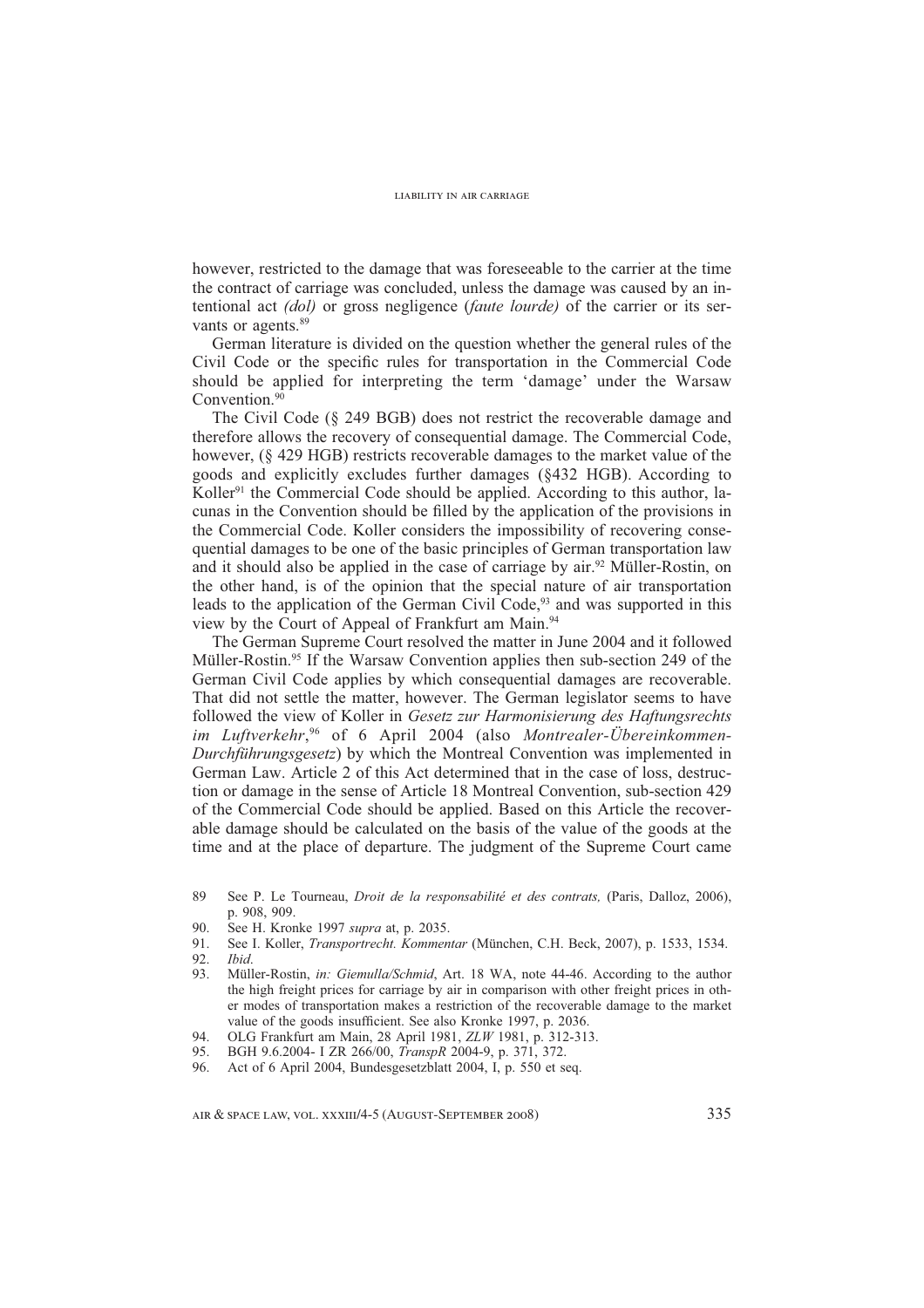however, restricted to the damage that was foreseeable to the carrier at the time the contract of carriage was concluded, unless the damage was caused by an intentional act *(dol)* or gross negligence (*faute lourde)* of the carrier or its servants or agents.[89]

German literature is divided on the question whether the general rules of the Civil Code or the specific rules for transportation in the Commercial Code should be applied for interpreting the term 'damage' under the Warsaw Convention.[90]

The Civil Code (§ 249 BGB) does not restrict the recoverable damage and therefore allows the recovery of consequential damage. The Commercial Code, however, (§ 429 HGB) restricts recoverable damages to the market value of the goods and explicitly excludes further damages (§432 HGB). According to Koller[91] the Commercial Code should be applied. According to this author, lacunas in the Convention should be filled by the application of the provisions in the Commercial Code. Koller considers the impossibility of recovering consequential damages to be one of the basic principles of German transportation law and it should also be applied in the case of carriage by air.[92] Müller-Rostin, on the other hand, is of the opinion that the special nature of air transportation leads to the application of the German Civil Code,[93] and was supported in this view by the Court of Appeal of Frankfurt am Main.[94]

The German Supreme Court resolved the matter in June 2004 and it followed Müller-Rostin.[95] If the Warsaw Convention applies then sub-section 249 of the German Civil Code applies by which consequential damages are recoverable. That did not settle the matter, however. The German legislator seems to have followed the view of Koller in *Gesetz zur Harmonisierung des Haftungsrechts im Luftverkehr*,[96] of 6 April 2004 (also *Montrealer-Übereinkommen-Durchführungsgesetz*) by which the Montreal Convention was implemented in German Law. Article 2 of this Act determined that in the case of loss, destruction or damage in the sense of Article 18 Montreal Convention, sub-section 429 of the Commercial Code should be applied. Based on this Article the recoverable damage should be calculated on the basis of the value of the goods at the time and at the place of departure. The judgment of the Supreme Court came

89 See P. Le Tourneau, *Droit de la responsabilité et des contrats,* (Paris, Dalloz, 2006), p. 908, 909.

90. See H. Kronke 1997 *supra* at, p. 2035.

91. See I. Koller, *Transportrecht. Kommentar* (München, C.H. Beck, 2007), p. 1533, 1534.

92. *Ibid.*

93. Müller-Rostin, *in: Giemulla/Schmid*, Art. 18 WA, note 44-46. According to the author the high freight prices for carriage by air in comparison with other freight prices in other modes of transportation makes a restriction of the recoverable damage to the market value of the goods insufficient. See also Kronke 1997, p. 2036.

94. OLG Frankfurt am Main, 28 April 1981, *ZLW* 1981, p. 312-313.

95. BGH 9.6.2004- I ZR 266/00, *TranspR* 2004-9, p. 371, 372.

96. Act of 6 April 2004, Bundesgesetzblatt 2004, I, p. 550 et seq.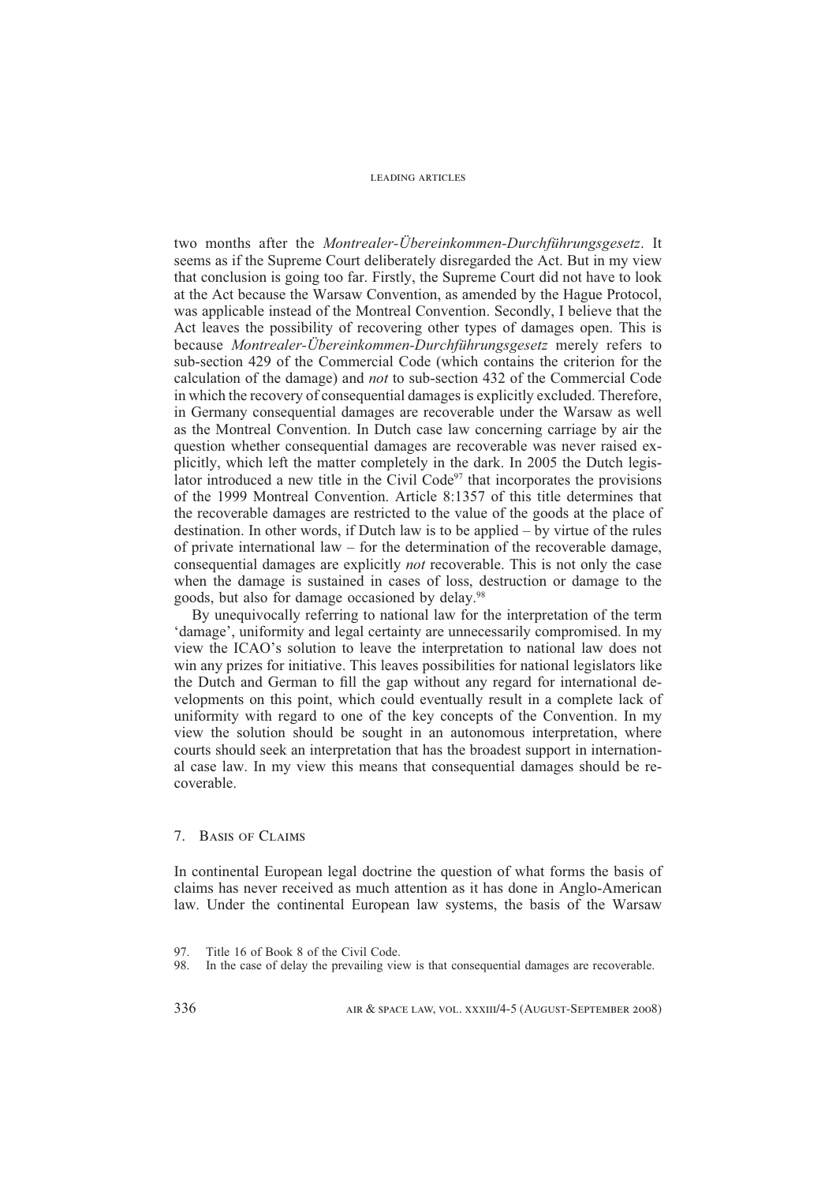two months after the *Montrealer-Übereinkommen-Durchführungsgesetz*. It seems as if the Supreme Court deliberately disregarded the Act. But in my view that conclusion is going too far. Firstly, the Supreme Court did not have to look at the Act because the Warsaw Convention, as amended by the Hague Protocol, was applicable instead of the Montreal Convention. Secondly, I believe that the Act leaves the possibility of recovering other types of damages open. This is because *Montrealer-Übereinkommen-Durchführungsgesetz* merely refers to sub-section 429 of the Commercial Code (which contains the criterion for the calculation of the damage) and *not* to sub-section 432 of the Commercial Code in which the recovery of consequential damages is explicitly excluded. Therefore, in Germany consequential damages are recoverable under the Warsaw as well as the Montreal Convention. In Dutch case law concerning carriage by air the question whether consequential damages are recoverable was never raised explicitly, which left the matter completely in the dark. In 2005 the Dutch legislator introduced a new title in the Civil Code[97] that incorporates the provisions of the 1999 Montreal Convention. Article 8:1357 of this title determines that the recoverable damages are restricted to the value of the goods at the place of destination. In other words, if Dutch law is to be applied – by virtue of the rules of private international law – for the determination of the recoverable damage, consequential damages are explicitly *not* recoverable. This is not only the case when the damage is sustained in cases of loss, destruction or damage to the goods, but also for damage occasioned by delay.[98]

By unequivocally referring to national law for the interpretation of the term 'damage', uniformity and legal certainty are unnecessarily compromised. In my view the ICAO's solution to leave the interpretation to national law does not win any prizes for initiative. This leaves possibilities for national legislators like the Dutch and German to fill the gap without any regard for international developments on this point, which could eventually result in a complete lack of uniformity with regard to one of the key concepts of the Convention. In my view the solution should be sought in an autonomous interpretation, where courts should seek an interpretation that has the broadest support in international case law. In my view this means that consequential damages should be recoverable.

## 7. Basis of Claims

In continental European legal doctrine the question of what forms the basis of claims has never received as much attention as it has done in Anglo-American law. Under the continental European law systems, the basis of the Warsaw

97. Title 16 of Book 8 of the Civil Code.

98. In the case of delay the prevailing view is that consequential damages are recoverable.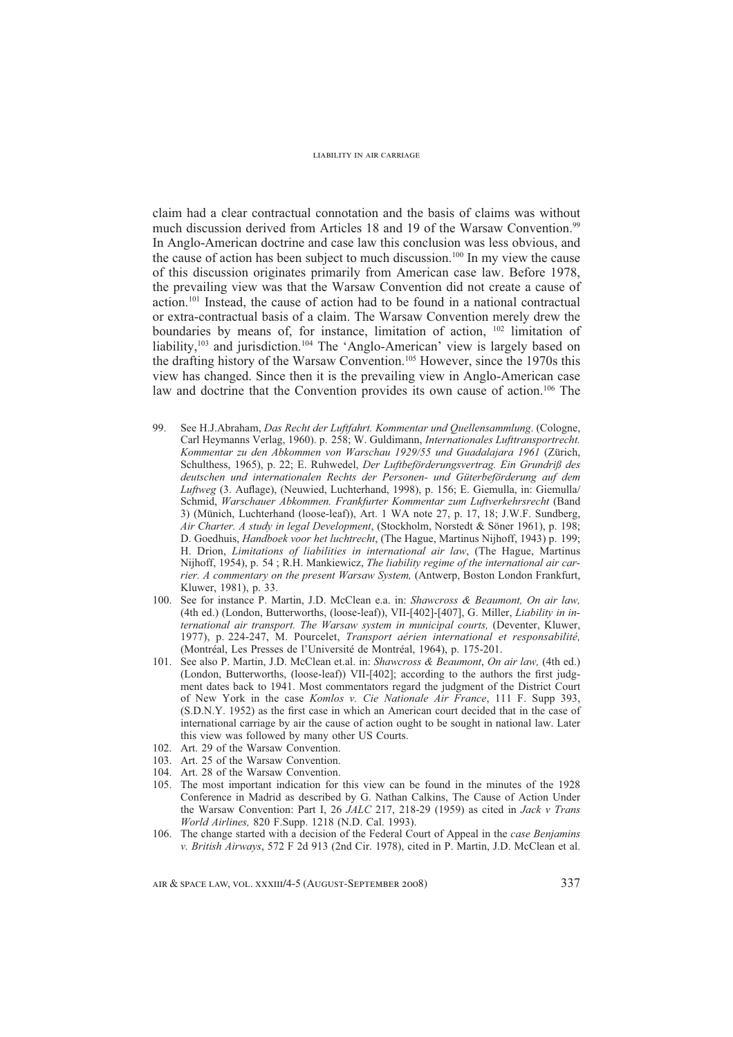claim had a clear contractual connotation and the basis of claims was without much discussion derived from Articles 18 and 19 of the Warsaw Convention.[99] In Anglo-American doctrine and case law this conclusion was less obvious, and the cause of action has been subject to much discussion.[100] In my view the cause of this discussion originates primarily from American case law. Before 1978, the prevailing view was that the Warsaw Convention did not create a cause of action.[101] Instead, the cause of action had to be found in a national contractual or extra-contractual basis of a claim. The Warsaw Convention merely drew the boundaries by means of, for instance, limitation of action, [102] limitation of liability,[103] and jurisdiction.[104] The 'Anglo-American' view is largely based on the drafting history of the Warsaw Convention.[105] However, since the 1970s this view has changed. Since then it is the prevailing view in Anglo-American case law and doctrine that the Convention provides its own cause of action.[106] The

99. See H.J.Abraham, *Das Recht der Luftfahrt. Kommentar und Quellensammlung*. (Cologne, Carl Heymanns Verlag, 1960). p. 258; W. Guldimann, *Internationales Lufttransportrecht. Kommentar zu den Abkommen von Warschau 1929/55 und Guadalajara 1961* (Zürich, Schulthess, 1965), p. 22; E. Ruhwedel, *Der Luftbeförderungsvertrag. Ein Grundriß des deutschen und internationalen Rechts der Personen- und Güterbeförderung auf dem Luftweg* (3. Auflage), (Neuwied, Luchterhand, 1998), p. 156; E. Giemulla, in: Giemulla/ Schmid, *Warschauer Abkommen. Frankfurter Kommentar zum Luftverkehrsrecht* (Band 3) (Münich, Luchterhand (loose-leaf)), Art. 1 WA note 27, p. 17, 18; J.W.F. Sundberg, *Air Charter. A study in legal Development*, (Stockholm, Norstedt & Söner 1961), p. 198; D. Goedhuis, *Handboek voor het luchtrecht*, (The Hague, Martinus Nijhoff, 1943) p. 199; H. Drion, *Limitations of liabilities in international air law*, (The Hague, Martinus Nijhoff, 1954), p. 54 ; R.H. Mankiewicz, *The liability regime of the international air carrier. A commentary on the present Warsaw System,* (Antwerp, Boston London Frankfurt, Kluwer, 1981), p. 33.
100. See for instance P. Martin, J.D. McClean e.a. in: *Shawcross & Beaumont, On air law,* (4th ed.) (London, Butterworths, (loose-leaf)), VII-[402]-[407], G. Miller, *Liability in international air transport. The Warsaw system in municipal courts,* (Deventer, Kluwer, 1977), p. 224-247, M. Pourcelet, *Transport aérien international et responsabilité,* (Montréal, Les Presses de l'Université de Montréal, 1964), p. 175-201.
101. See also P. Martin, J.D. McClean et.al. in: *Shawcross & Beaumont*, *On air law,* (4th ed.) (London, Butterworths, (loose-leaf)) VII-[402]; according to the authors the first judgment dates back to 1941. Most commentators regard the judgment of the District Court of New York in the case *Komlos v. Cie Nationale Air France*, 111 F. Supp 393, (S.D.N.Y. 1952) as the first case in which an American court decided that in the case of international carriage by air the cause of action ought to be sought in national law. Later this view was followed by many other US Courts.
102. Art. 29 of the Warsaw Convention.
103. Art. 25 of the Warsaw Convention.
104. Art. 28 of the Warsaw Convention.
105. The most important indication for this view can be found in the minutes of the 1928 Conference in Madrid as described by G. Nathan Calkins, The Cause of Action Under the Warsaw Convention: Part I, 26 *JALC* 217, 218-29 (1959) as cited in *Jack v Trans World Airlines,* 820 F.Supp. 1218 (N.D. Cal. 1993).
106. The change started with a decision of the Federal Court of Appeal in the *case Benjamins v. British Airways*, 572 F 2d 913 (2nd Cir. 1978), cited in P. Martin, J.D. McClean et al.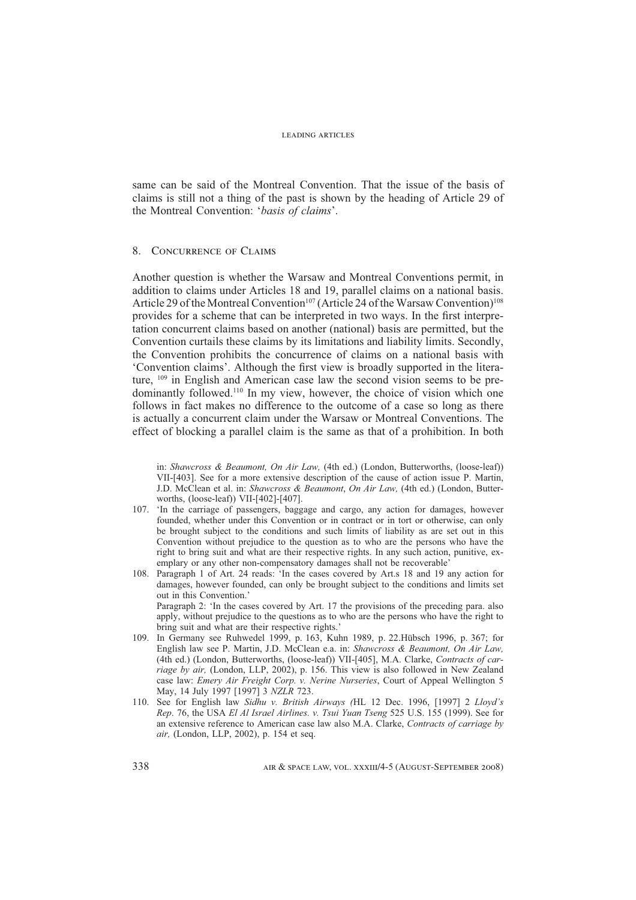same can be said of the Montreal Convention. That the issue of the basis of claims is still not a thing of the past is shown by the heading of Article 29 of the Montreal Convention: '*basis of claims*'.

## 8. Concurrence of Claims

Another question is whether the Warsaw and Montreal Conventions permit, in addition to claims under Articles 18 and 19, parallel claims on a national basis. Article 29 of the Montreal Convention[107] (Article 24 of the Warsaw Convention)[108] provides for a scheme that can be interpreted in two ways. In the first interpretation concurrent claims based on another (national) basis are permitted, but the Convention curtails these claims by its limitations and liability limits. Secondly, the Convention prohibits the concurrence of claims on a national basis with 'Convention claims'. Although the first view is broadly supported in the literature, [109] in English and American case law the second vision seems to be predominantly followed.[110] In my view, however, the choice of vision which one follows in fact makes no difference to the outcome of a case so long as there is actually a concurrent claim under the Warsaw or Montreal Conventions. The effect of blocking a parallel claim is the same as that of a prohibition. In both

in: *Shawcross & Beaumont, On Air Law,* (4th ed.) (London, Butterworths, (loose-leaf)) VII-[403]. See for a more extensive description of the cause of action issue P. Martin, J.D. McClean et al. in: *Shawcross & Beaumont*, *On Air Law,* (4th ed.) (London, Butterworths, (loose-leaf)) VII-[402]-[407].

107. 'In the carriage of passengers, baggage and cargo, any action for damages, however founded, whether under this Convention or in contract or in tort or otherwise, can only be brought subject to the conditions and such limits of liability as are set out in this Convention without prejudice to the question as to who are the persons who have the right to bring suit and what are their respective rights. In any such action, punitive, exemplary or any other non-compensatory damages shall not be recoverable'

108. Paragraph 1 of Art. 24 reads: 'In the cases covered by Art.s 18 and 19 any action for damages, however founded, can only be brought subject to the conditions and limits set out in this Convention.'
Paragraph 2: 'In the cases covered by Art. 17 the provisions of the preceding para. also apply, without prejudice to the questions as to who are the persons who have the right to bring suit and what are their respective rights.'

109. In Germany see Ruhwedel 1999, p. 163, Kuhn 1989, p. 22.Hübsch 1996, p. 367; for English law see P. Martin, J.D. McClean e.a. in: *Shawcross & Beaumont, On Air Law,* (4th ed.) (London, Butterworths, (loose-leaf)) VII-[405], M.A. Clarke, *Contracts of carriage by air,* (London, LLP, 2002), p. 156. This view is also followed in New Zealand case law: *Emery Air Freight Corp. v. Nerine Nurseries*, Court of Appeal Wellington 5 May, 14 July 1997 [1997] 3 *NZLR* 723.

110. See for English law *Sidhu v. British Airways (*HL 12 Dec. 1996, [1997] 2 *Lloyd's Rep*. 76, the USA *El Al Israel Airlines. v. Tsui Yuan Tseng* 525 U.S. 155 (1999). See for an extensive reference to American case law also M.A. Clarke, *Contracts of carriage by air,* (London, LLP, 2002), p. 154 et seq.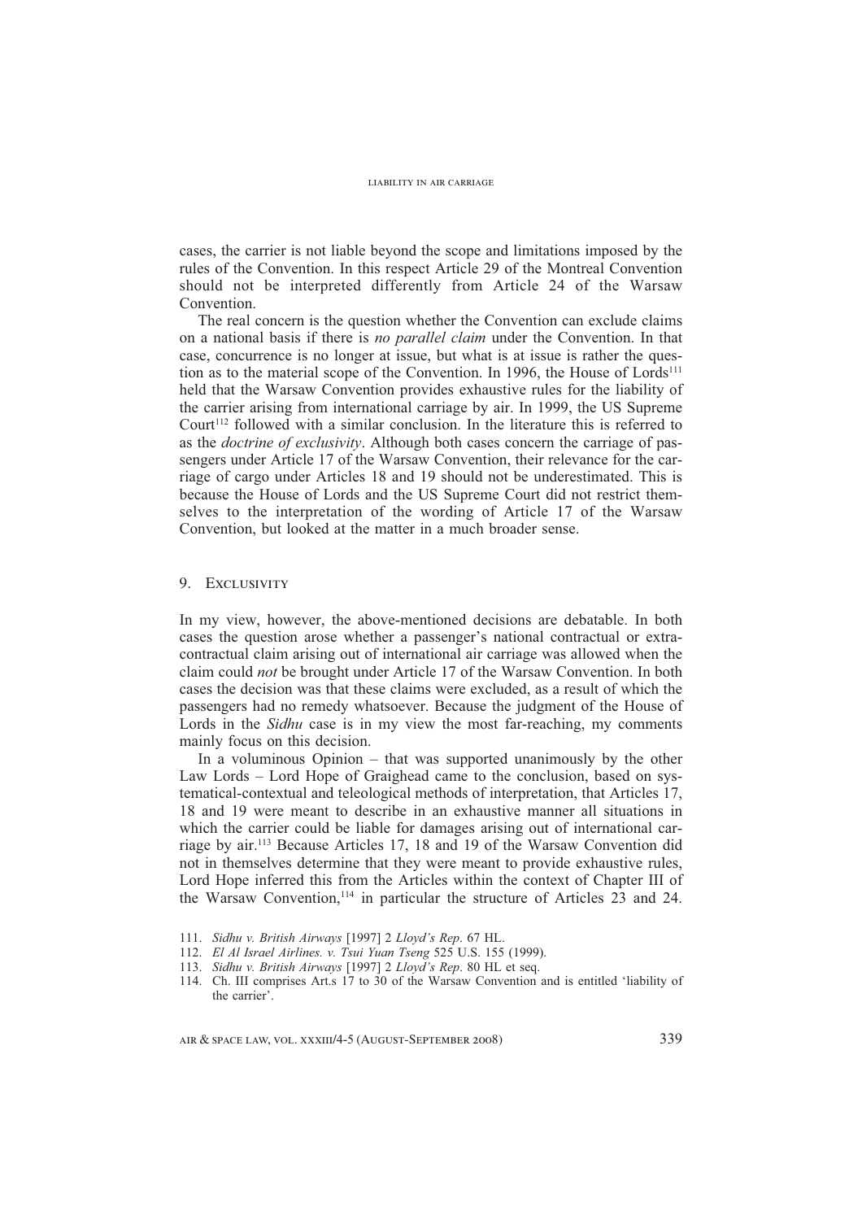cases, the carrier is not liable beyond the scope and limitations imposed by the rules of the Convention. In this respect Article 29 of the Montreal Convention should not be interpreted differently from Article 24 of the Warsaw Convention.

The real concern is the question whether the Convention can exclude claims on a national basis if there is *no parallel claim* under the Convention. In that case, concurrence is no longer at issue, but what is at issue is rather the question as to the material scope of the Convention. In 1996, the House of Lords[111] held that the Warsaw Convention provides exhaustive rules for the liability of the carrier arising from international carriage by air. In 1999, the US Supreme Court[112] followed with a similar conclusion. In the literature this is referred to as the *doctrine of exclusivity*. Although both cases concern the carriage of passengers under Article 17 of the Warsaw Convention, their relevance for the carriage of cargo under Articles 18 and 19 should not be underestimated. This is because the House of Lords and the US Supreme Court did not restrict themselves to the interpretation of the wording of Article 17 of the Warsaw Convention, but looked at the matter in a much broader sense.

## 9. Exclusivity

In my view, however, the above-mentioned decisions are debatable. In both cases the question arose whether a passenger's national contractual or extra-contractual claim arising out of international air carriage was allowed when the claim could *not* be brought under Article 17 of the Warsaw Convention. In both cases the decision was that these claims were excluded, as a result of which the passengers had no remedy whatsoever. Because the judgment of the House of Lords in the *Sidhu* case is in my view the most far-reaching, my comments mainly focus on this decision.

In a voluminous Opinion – that was supported unanimously by the other Law Lords – Lord Hope of Graighead came to the conclusion, based on systematical-contextual and teleological methods of interpretation, that Articles 17, 18 and 19 were meant to describe in an exhaustive manner all situations in which the carrier could be liable for damages arising out of international carriage by air.[113] Because Articles 17, 18 and 19 of the Warsaw Convention did not in themselves determine that they were meant to provide exhaustive rules, Lord Hope inferred this from the Articles within the context of Chapter III of the Warsaw Convention,[114] in particular the structure of Articles 23 and 24.

111. *Sidhu v. British Airways* [1997] 2 *Lloyd's Rep.* 67 HL.
112. *El Al Israel Airlines. v. Tsui Yuan Tseng* 525 U.S. 155 (1999).
113. *Sidhu v. British Airways* [1997] 2 *Lloyd's Rep.* 80 HL et seq.
114. Ch. III comprises Art.s 17 to 30 of the Warsaw Convention and is entitled 'liability of the carrier'.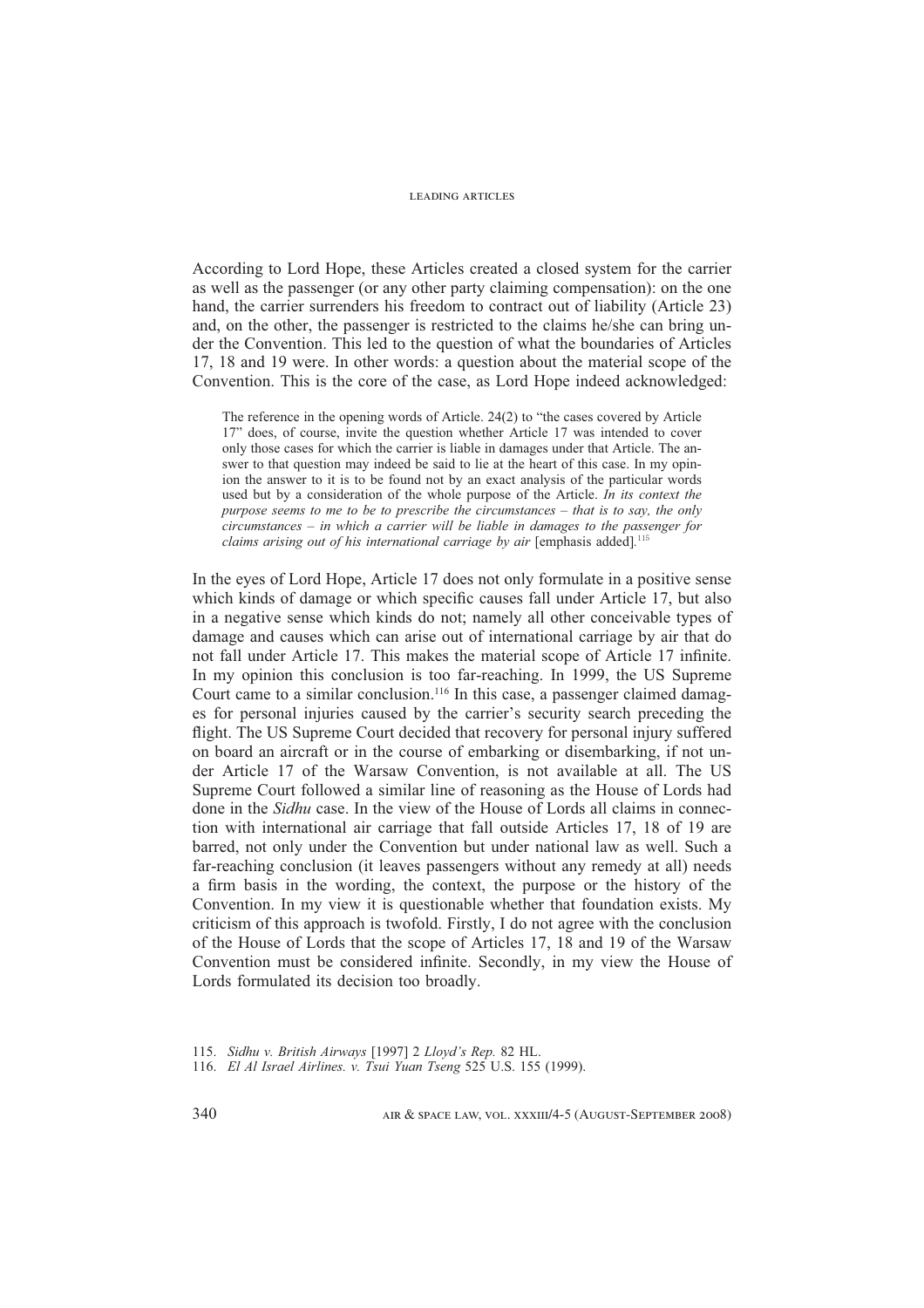According to Lord Hope, these Articles created a closed system for the carrier as well as the passenger (or any other party claiming compensation): on the one hand, the carrier surrenders his freedom to contract out of liability (Article 23) and, on the other, the passenger is restricted to the claims he/she can bring under the Convention. This led to the question of what the boundaries of Articles 17, 18 and 19 were. In other words: a question about the material scope of the Convention. This is the core of the case, as Lord Hope indeed acknowledged:

> The reference in the opening words of Article. 24(2) to "the cases covered by Article 17" does, of course, invite the question whether Article 17 was intended to cover only those cases for which the carrier is liable in damages under that Article. The answer to that question may indeed be said to lie at the heart of this case. In my opinion the answer to it is to be found not by an exact analysis of the particular words used but by a consideration of the whole purpose of the Article. *In its context the purpose seems to me to be to prescribe the circumstances – that is to say, the only circumstances – in which a carrier will be liable in damages to the passenger for claims arising out of his international carriage by air* [emphasis added].[115]

In the eyes of Lord Hope, Article 17 does not only formulate in a positive sense which kinds of damage or which specific causes fall under Article 17, but also in a negative sense which kinds do not; namely all other conceivable types of damage and causes which can arise out of international carriage by air that do not fall under Article 17. This makes the material scope of Article 17 infinite. In my opinion this conclusion is too far-reaching. In 1999, the US Supreme Court came to a similar conclusion.[116] In this case, a passenger claimed damages for personal injuries caused by the carrier's security search preceding the flight. The US Supreme Court decided that recovery for personal injury suffered on board an aircraft or in the course of embarking or disembarking, if not under Article 17 of the Warsaw Convention, is not available at all. The US Supreme Court followed a similar line of reasoning as the House of Lords had done in the *Sidhu* case. In the view of the House of Lords all claims in connection with international air carriage that fall outside Articles 17, 18 of 19 are barred, not only under the Convention but under national law as well. Such a far-reaching conclusion (it leaves passengers without any remedy at all) needs a firm basis in the wording, the context, the purpose or the history of the Convention. In my view it is questionable whether that foundation exists. My criticism of this approach is twofold. Firstly, I do not agree with the conclusion of the House of Lords that the scope of Articles 17, 18 and 19 of the Warsaw Convention must be considered infinite. Secondly, in my view the House of Lords formulated its decision too broadly.

115. *Sidhu v. British Airways* [1997] 2 *Lloyd's Rep.* 82 HL.

116. *El Al Israel Airlines. v. Tsui Yuan Tseng* 525 U.S. 155 (1999).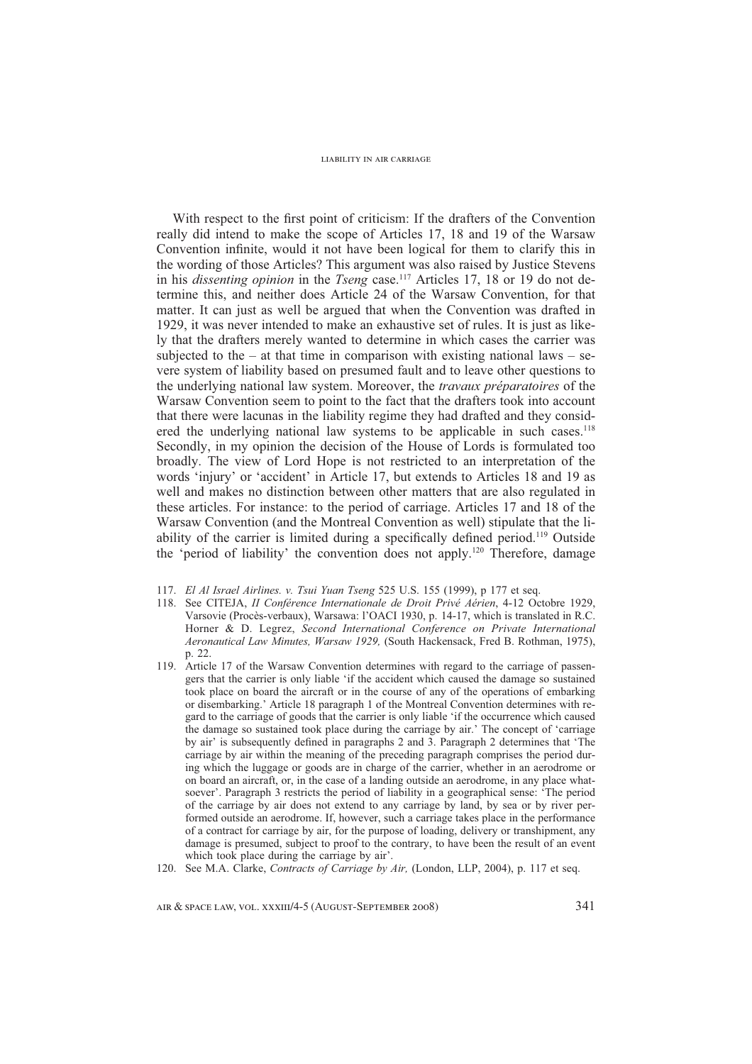With respect to the first point of criticism: If the drafters of the Convention really did intend to make the scope of Articles 17, 18 and 19 of the Warsaw Convention infinite, would it not have been logical for them to clarify this in the wording of those Articles? This argument was also raised by Justice Stevens in his *dissenting opinion* in the *Tseng* case.[117] Articles 17, 18 or 19 do not determine this, and neither does Article 24 of the Warsaw Convention, for that matter. It can just as well be argued that when the Convention was drafted in 1929, it was never intended to make an exhaustive set of rules. It is just as likely that the drafters merely wanted to determine in which cases the carrier was subjected to the – at that time in comparison with existing national laws – severe system of liability based on presumed fault and to leave other questions to the underlying national law system. Moreover, the *travaux préparatoires* of the Warsaw Convention seem to point to the fact that the drafters took into account that there were lacunas in the liability regime they had drafted and they considered the underlying national law systems to be applicable in such cases.[118] Secondly, in my opinion the decision of the House of Lords is formulated too broadly. The view of Lord Hope is not restricted to an interpretation of the words 'injury' or 'accident' in Article 17, but extends to Articles 18 and 19 as well and makes no distinction between other matters that are also regulated in these articles. For instance: to the period of carriage. Articles 17 and 18 of the Warsaw Convention (and the Montreal Convention as well) stipulate that the liability of the carrier is limited during a specifically defined period.[119] Outside the 'period of liability' the convention does not apply.[120] Therefore, damage

117. *El Al Israel Airlines. v. Tsui Yuan Tseng* 525 U.S. 155 (1999), p 177 et seq.

118. See CITEJA, *II Conférence Internationale de Droit Privé Aérien*, 4-12 Octobre 1929, Varsovie (Procès-verbaux), Warsawa: l'OACI 1930, p. 14-17, which is translated in R.C. Horner & D. Legrez, *Second International Conference on Private International Aeronautical Law Minutes, Warsaw 1929,* (South Hackensack, Fred B. Rothman, 1975), p. 22.

119. Article 17 of the Warsaw Convention determines with regard to the carriage of passengers that the carrier is only liable 'if the accident which caused the damage so sustained took place on board the aircraft or in the course of any of the operations of embarking or disembarking.' Article 18 paragraph 1 of the Montreal Convention determines with regard to the carriage of goods that the carrier is only liable 'if the occurrence which caused the damage so sustained took place during the carriage by air.' The concept of 'carriage by air' is subsequently defined in paragraphs 2 and 3. Paragraph 2 determines that 'The carriage by air within the meaning of the preceding paragraph comprises the period during which the luggage or goods are in charge of the carrier, whether in an aerodrome or on board an aircraft, or, in the case of a landing outside an aerodrome, in any place whatsoever'. Paragraph 3 restricts the period of liability in a geographical sense: 'The period of the carriage by air does not extend to any carriage by land, by sea or by river performed outside an aerodrome. If, however, such a carriage takes place in the performance of a contract for carriage by air, for the purpose of loading, delivery or transhipment, any damage is presumed, subject to proof to the contrary, to have been the result of an event which took place during the carriage by air'.

120. See M.A. Clarke, *Contracts of Carriage by Air,* (London, LLP, 2004), p. 117 et seq.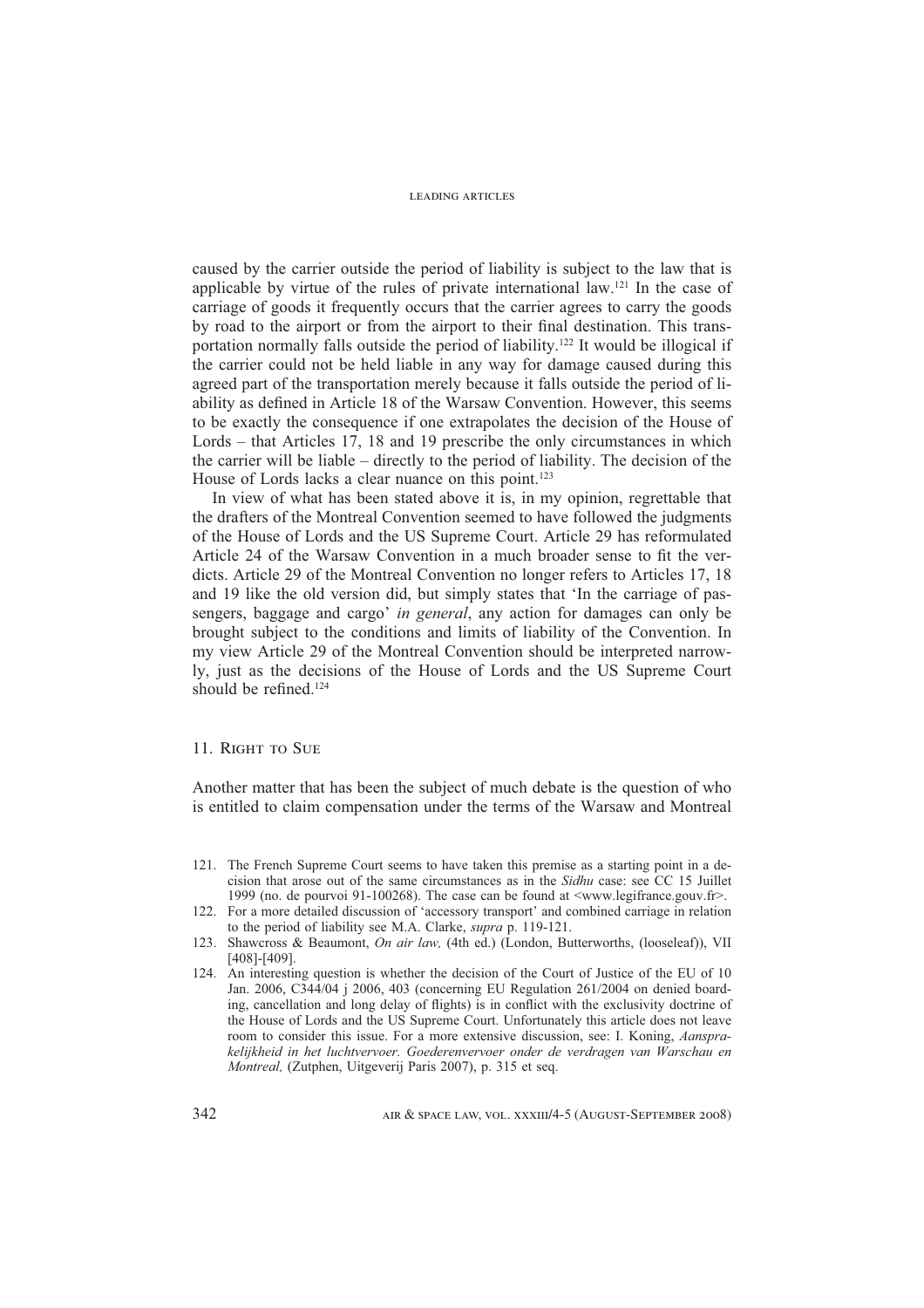caused by the carrier outside the period of liability is subject to the law that is applicable by virtue of the rules of private international law.[121] In the case of carriage of goods it frequently occurs that the carrier agrees to carry the goods by road to the airport or from the airport to their final destination. This transportation normally falls outside the period of liability.[122] It would be illogical if the carrier could not be held liable in any way for damage caused during this agreed part of the transportation merely because it falls outside the period of liability as defined in Article 18 of the Warsaw Convention. However, this seems to be exactly the consequence if one extrapolates the decision of the House of Lords – that Articles 17, 18 and 19 prescribe the only circumstances in which the carrier will be liable – directly to the period of liability. The decision of the House of Lords lacks a clear nuance on this point.[123]

In view of what has been stated above it is, in my opinion, regrettable that the drafters of the Montreal Convention seemed to have followed the judgments of the House of Lords and the US Supreme Court. Article 29 has reformulated Article 24 of the Warsaw Convention in a much broader sense to fit the verdicts. Article 29 of the Montreal Convention no longer refers to Articles 17, 18 and 19 like the old version did, but simply states that 'In the carriage of passengers, baggage and cargo' *in general*, any action for damages can only be brought subject to the conditions and limits of liability of the Convention. In my view Article 29 of the Montreal Convention should be interpreted narrowly, just as the decisions of the House of Lords and the US Supreme Court should be refined.[124]

## 11. Right to Sue

Another matter that has been the subject of much debate is the question of who is entitled to claim compensation under the terms of the Warsaw and Montreal

121. The French Supreme Court seems to have taken this premise as a starting point in a decision that arose out of the same circumstances as in the *Sidhu* case: see CC 15 Juillet 1999 (no. de pourvoi 91-100268). The case can be found at <www.legifrance.gouv.fr>.

122. For a more detailed discussion of 'accessory transport' and combined carriage in relation to the period of liability see M.A. Clarke, *supra* p. 119-121.

123. Shawcross & Beaumont, *On air law,* (4th ed.) (London, Butterworths, (looseleaf)), VII [408]-[409].

124. An interesting question is whether the decision of the Court of Justice of the EU of 10 Jan. 2006, C344/04 j 2006, 403 (concerning EU Regulation 261/2004 on denied boarding, cancellation and long delay of flights) is in conflict with the exclusivity doctrine of the House of Lords and the US Supreme Court. Unfortunately this article does not leave room to consider this issue. For a more extensive discussion, see: I. Koning, *Aansprakelijkheid in het luchtvervoer. Goederenvervoer onder de verdragen van Warschau en Montreal,* (Zutphen, Uitgeverij Paris 2007), p. 315 et seq.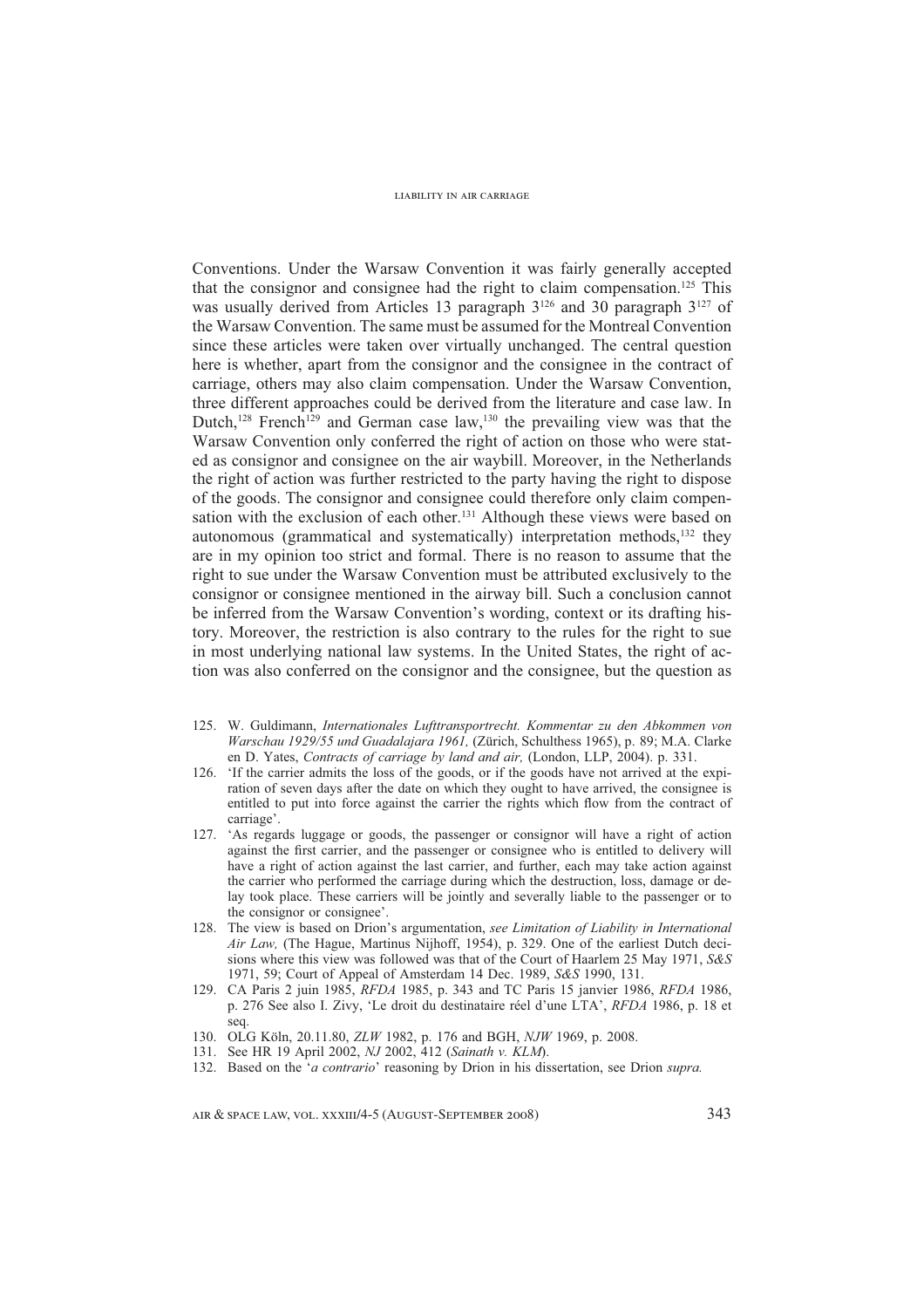Conventions. Under the Warsaw Convention it was fairly generally accepted that the consignor and consignee had the right to claim compensation.[125] This was usually derived from Articles 13 paragraph 3[126] and 30 paragraph 3[127] of the Warsaw Convention. The same must be assumed for the Montreal Convention since these articles were taken over virtually unchanged. The central question here is whether, apart from the consignor and the consignee in the contract of carriage, others may also claim compensation. Under the Warsaw Convention, three different approaches could be derived from the literature and case law. In Dutch,[128] French[129] and German case law,[130] the prevailing view was that the Warsaw Convention only conferred the right of action on those who were stated as consignor and consignee on the air waybill. Moreover, in the Netherlands the right of action was further restricted to the party having the right to dispose of the goods. The consignor and consignee could therefore only claim compensation with the exclusion of each other.[131] Although these views were based on autonomous (grammatical and systematically) interpretation methods,[132] they are in my opinion too strict and formal. There is no reason to assume that the right to sue under the Warsaw Convention must be attributed exclusively to the consignor or consignee mentioned in the airway bill. Such a conclusion cannot be inferred from the Warsaw Convention's wording, context or its drafting history. Moreover, the restriction is also contrary to the rules for the right to sue in most underlying national law systems. In the United States, the right of action was also conferred on the consignor and the consignee, but the question as

125. W. Guldimann, *Internationales Lufttransportrecht. Kommentar zu den Abkommen von Warschau 1929/55 und Guadalajara 1961,* (Zürich, Schulthess 1965), p. 89; M.A. Clarke en D. Yates, *Contracts of carriage by land and air,* (London, LLP, 2004). p. 331.

126. 'If the carrier admits the loss of the goods, or if the goods have not arrived at the expiration of seven days after the date on which they ought to have arrived, the consignee is entitled to put into force against the carrier the rights which flow from the contract of carriage'.

127. 'As regards luggage or goods, the passenger or consignor will have a right of action against the first carrier, and the passenger or consignee who is entitled to delivery will have a right of action against the last carrier, and further, each may take action against the carrier who performed the carriage during which the destruction, loss, damage or delay took place. These carriers will be jointly and severally liable to the passenger or to the consignor or consignee'.

128. The view is based on Drion's argumentation, *see Limitation of Liability in International Air Law,* (The Hague, Martinus Nijhoff, 1954), p. 329. One of the earliest Dutch decisions where this view was followed was that of the Court of Haarlem 25 May 1971, *S&S* 1971, 59; Court of Appeal of Amsterdam 14 Dec. 1989, *S&S* 1990, 131.

129. CA Paris 2 juin 1985, *RFDA* 1985, p. 343 and TC Paris 15 janvier 1986, *RFDA* 1986, p. 276 See also I. Zivy, 'Le droit du destinataire réel d'une LTA', *RFDA* 1986, p. 18 et seq.

130. OLG Köln, 20.11.80, *ZLW* 1982, p. 176 and BGH, *NJW* 1969, p. 2008.

131. See HR 19 April 2002, *NJ* 2002, 412 (*Sainath v. KLM*).

132. Based on the '*a contrario*' reasoning by Drion in his dissertation, see Drion *supra.*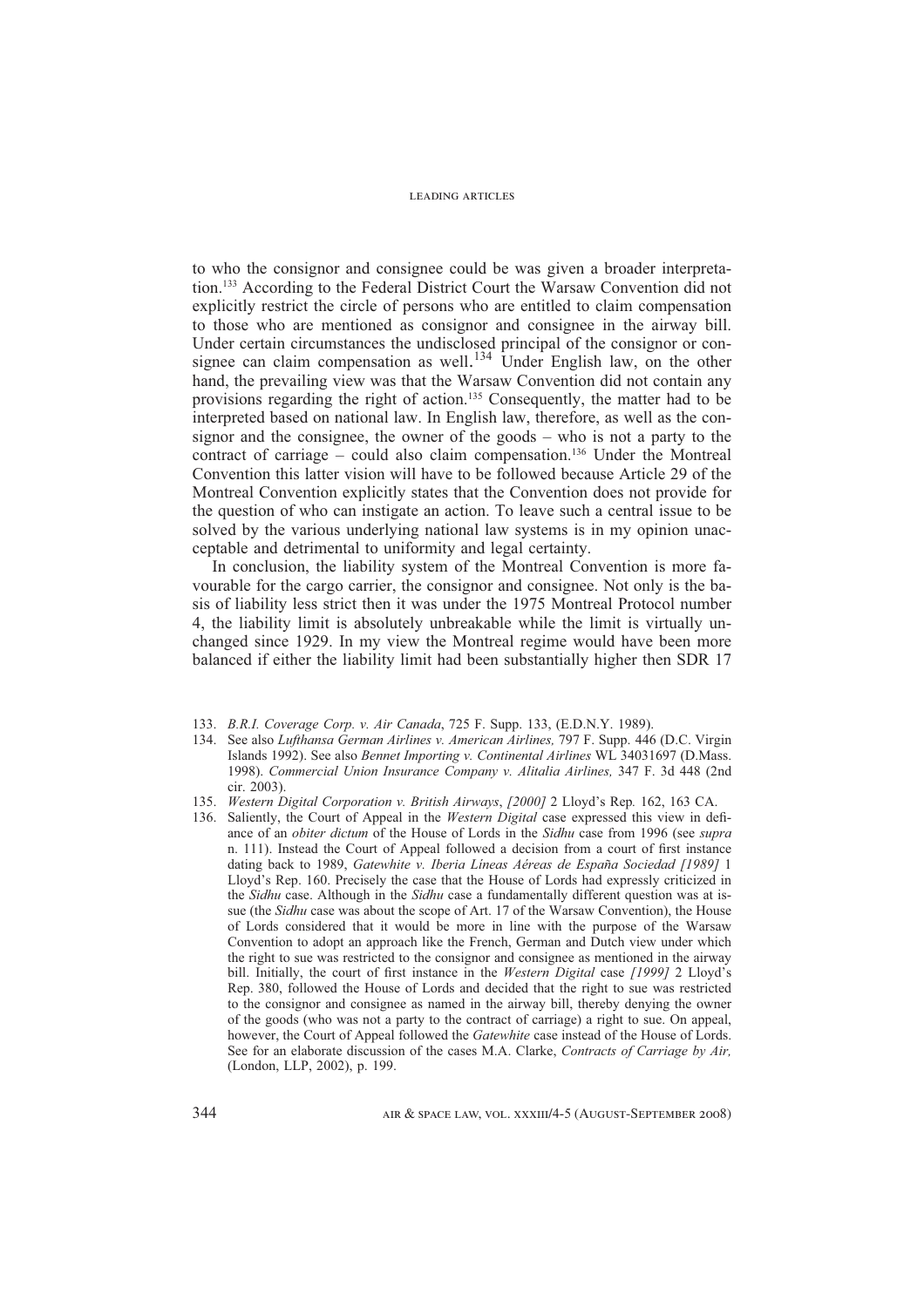to who the consignor and consignee could be was given a broader interpretation.[133] According to the Federal District Court the Warsaw Convention did not explicitly restrict the circle of persons who are entitled to claim compensation to those who are mentioned as consignor and consignee in the airway bill. Under certain circumstances the undisclosed principal of the consignor or consignee can claim compensation as well.[134] Under English law, on the other hand, the prevailing view was that the Warsaw Convention did not contain any provisions regarding the right of action.[135] Consequently, the matter had to be interpreted based on national law. In English law, therefore, as well as the consignor and the consignee, the owner of the goods – who is not a party to the contract of carriage – could also claim compensation.[136] Under the Montreal Convention this latter vision will have to be followed because Article 29 of the Montreal Convention explicitly states that the Convention does not provide for the question of who can instigate an action. To leave such a central issue to be solved by the various underlying national law systems is in my opinion unacceptable and detrimental to uniformity and legal certainty.

In conclusion, the liability system of the Montreal Convention is more favourable for the cargo carrier, the consignor and consignee. Not only is the basis of liability less strict then it was under the 1975 Montreal Protocol number 4, the liability limit is absolutely unbreakable while the limit is virtually unchanged since 1929. In my view the Montreal regime would have been more balanced if either the liability limit had been substantially higher then SDR 17

---

133. *B.R.I. Coverage Corp. v. Air Canada*, 725 F. Supp. 133, (E.D.N.Y. 1989).

134. See also *Lufthansa German Airlines v. American Airlines,* 797 F. Supp. 446 (D.C. Virgin Islands 1992). See also *Bennet Importing v. Continental Airlines* WL 34031697 (D.Mass. 1998). *Commercial Union Insurance Company v. Alitalia Airlines,* 347 F. 3d 448 (2nd cir. 2003).

135. *Western Digital Corporation v. British Airways*, *[2000]* 2 Lloyd's Rep. 162, 163 CA.

136. Saliently, the Court of Appeal in the *Western Digital* case expressed this view in defiance of an *obiter dictum* of the House of Lords in the *Sidhu* case from 1996 (see *supra* n. 111). Instead the Court of Appeal followed a decision from a court of first instance dating back to 1989, *Gatewhite v. Iberia Líneas Aéreas de España Sociedad [1989]* 1 Lloyd's Rep. 160. Precisely the case that the House of Lords had expressly criticized in the *Sidhu* case. Although in the *Sidhu* case a fundamentally different question was at issue (the *Sidhu* case was about the scope of Art. 17 of the Warsaw Convention), the House of Lords considered that it would be more in line with the purpose of the Warsaw Convention to adopt an approach like the French, German and Dutch view under which the right to sue was restricted to the consignor and consignee as mentioned in the airway bill. Initially, the court of first instance in the *Western Digital* case *[1999]* 2 Lloyd's Rep. 380, followed the House of Lords and decided that the right to sue was restricted to the consignor and consignee as named in the airway bill, thereby denying the owner of the goods (who was not a party to the contract of carriage) a right to sue. On appeal, however, the Court of Appeal followed the *Gatewhite* case instead of the House of Lords. See for an elaborate discussion of the cases M.A. Clarke, *Contracts of Carriage by Air,* (London, LLP, 2002), p. 199.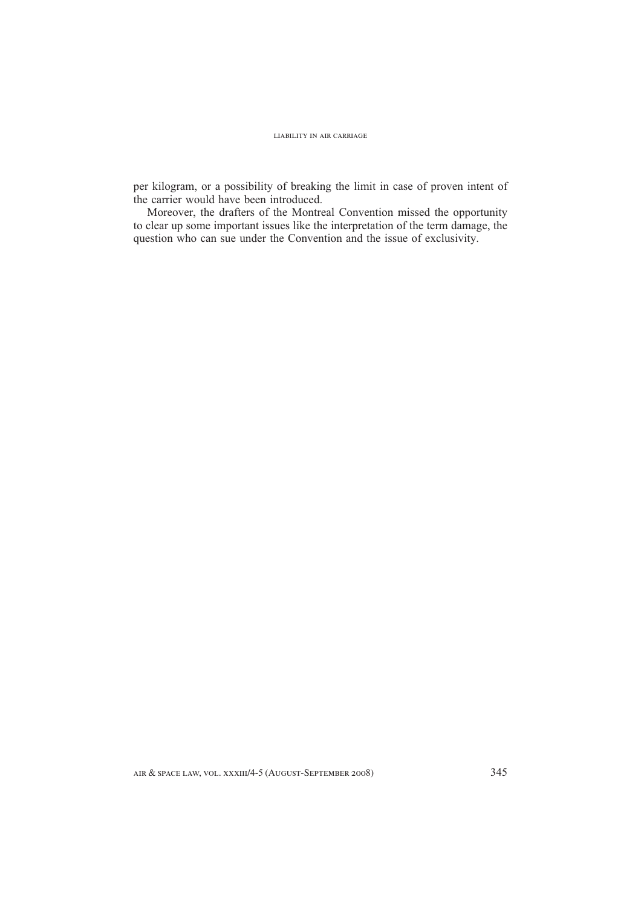per kilogram, or a possibility of breaking the limit in case of proven intent of the carrier would have been introduced.

Moreover, the drafters of the Montreal Convention missed the opportunity to clear up some important issues like the interpretation of the term damage, the question who can sue under the Convention and the issue of exclusivity.